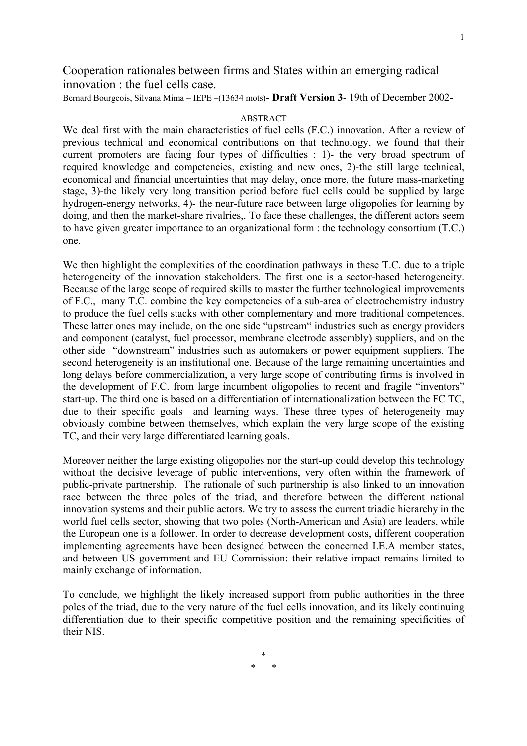# Cooperation rationales between firms and States within an emerging radical innovation : the fuel cells case.

Bernard Bourgeois, Silvana Mima – IEPE –(13634 mots)**- Draft Version 3**- 19th of December 2002-

## ABSTRACT

We deal first with the main characteristics of fuel cells (F.C.) innovation. After a review of previous technical and economical contributions on that technology, we found that their current promoters are facing four types of difficulties : 1)- the very broad spectrum of required knowledge and competencies, existing and new ones, 2)-the still large technical, economical and financial uncertainties that may delay, once more, the future mass-marketing stage, 3)-the likely very long transition period before fuel cells could be supplied by large hydrogen-energy networks, 4)- the near-future race between large oligopolies for learning by doing, and then the market-share rivalries,. To face these challenges, the different actors seem to have given greater importance to an organizational form : the technology consortium (T.C.) one.

We then highlight the complexities of the coordination pathways in these T.C. due to a triple heterogeneity of the innovation stakeholders. The first one is a sector-based heterogeneity. Because of the large scope of required skills to master the further technological improvements of F.C., many T.C. combine the key competencies of a sub-area of electrochemistry industry to produce the fuel cells stacks with other complementary and more traditional competences. These latter ones may include, on the one side "upstream" industries such as energy providers and component (catalyst, fuel processor, membrane electrode assembly) suppliers, and on the other side "downstream" industries such as automakers or power equipment suppliers. The second heterogeneity is an institutional one. Because of the large remaining uncertainties and long delays before commercialization, a very large scope of contributing firms is involved in the development of F.C. from large incumbent oligopolies to recent and fragile "inventors" start-up. The third one is based on a differentiation of internationalization between the FC TC, due to their specific goals and learning ways. These three types of heterogeneity may obviously combine between themselves, which explain the very large scope of the existing TC, and their very large differentiated learning goals.

Moreover neither the large existing oligopolies nor the start-up could develop this technology without the decisive leverage of public interventions, very often within the framework of public-private partnership. The rationale of such partnership is also linked to an innovation race between the three poles of the triad, and therefore between the different national innovation systems and their public actors. We try to assess the current triadic hierarchy in the world fuel cells sector, showing that two poles (North-American and Asia) are leaders, while the European one is a follower. In order to decrease development costs, different cooperation implementing agreements have been designed between the concerned I.E.A member states, and between US government and EU Commission: their relative impact remains limited to mainly exchange of information.

To conclude, we highlight the likely increased support from public authorities in the three poles of the triad, due to the very nature of the fuel cells innovation, and its likely continuing differentiation due to their specific competitive position and the remaining specificities of their NIS.

\*

\* \*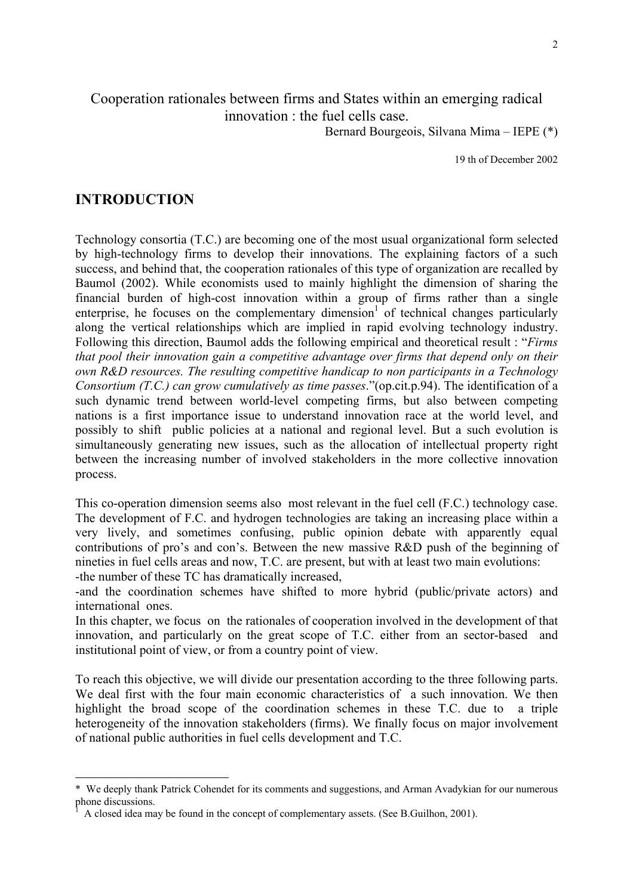Cooperation rationales between firms and States within an emerging radical innovation : the fuel cells case.

Bernard Bourgeois, Silvana Mima – IEPE (*)

19 th of December 2002

## INTRODUCTION

Technology consortia (T.C.) are becoming one of the most usual organizational form selected by high-technology firms to develop their innovations. The explaining factors of a such success, and behind that, the cooperation rationales of this type of organization are recalled by Baumol (2002). While economists used to mainly highlight the dimension of sharing the financial burden of high-cost innovation within a group of firms rather than a single enterprise, he focuses on the complementary dimension[1] of technical changes particularly along the vertical relationships which are implied in rapid evolving technology industry. Following this direction, Baumol adds the following empirical and theoretical result : "*Firms that pool their innovation gain a competitive advantage over firms that depend only on their own R&D resources. The resulting competitive handicap to non participants in a Technology Consortium (T.C.) can grow cumulatively as time passes*."(op.cit.p.94). The identification of a such dynamic trend between world-level competing firms, but also between competing nations is a first importance issue to understand innovation race at the world level, and possibly to shift public policies at a national and regional level. But a such evolution is simultaneously generating new issues, such as the allocation of intellectual property right between the increasing number of involved stakeholders in the more collective innovation process.

This co-operation dimension seems also most relevant in the fuel cell (F.C.) technology case. The development of F.C. and hydrogen technologies are taking an increasing place within a very lively, and sometimes confusing, public opinion debate with apparently equal contributions of pro's and con's. Between the new massive R&D push of the beginning of nineties in fuel cells areas and now, T.C. are present, but with at least two main evolutions:

-the number of these TC has dramatically increased,

-and the coordination schemes have shifted to more hybrid (public/private actors) and international ones.

In this chapter, we focus on the rationales of cooperation involved in the development of that innovation, and particularly on the great scope of T.C. either from an sector-based and institutional point of view, or from a country point of view.

To reach this objective, we will divide our presentation according to the three following parts. We deal first with the four main economic characteristics of a such innovation. We then highlight the broad scope of the coordination schemes in these T.C. due to a triple heterogeneity of the innovation stakeholders (firms). We finally focus on major involvement of national public authorities in fuel cells development and T.C.

---

* We deeply thank Patrick Cohendet for its comments and suggestions, and Arman Avadykian for our numerous phone discussions.

[1] A closed idea may be found in the concept of complementary assets. (See B.Guilhon, 2001).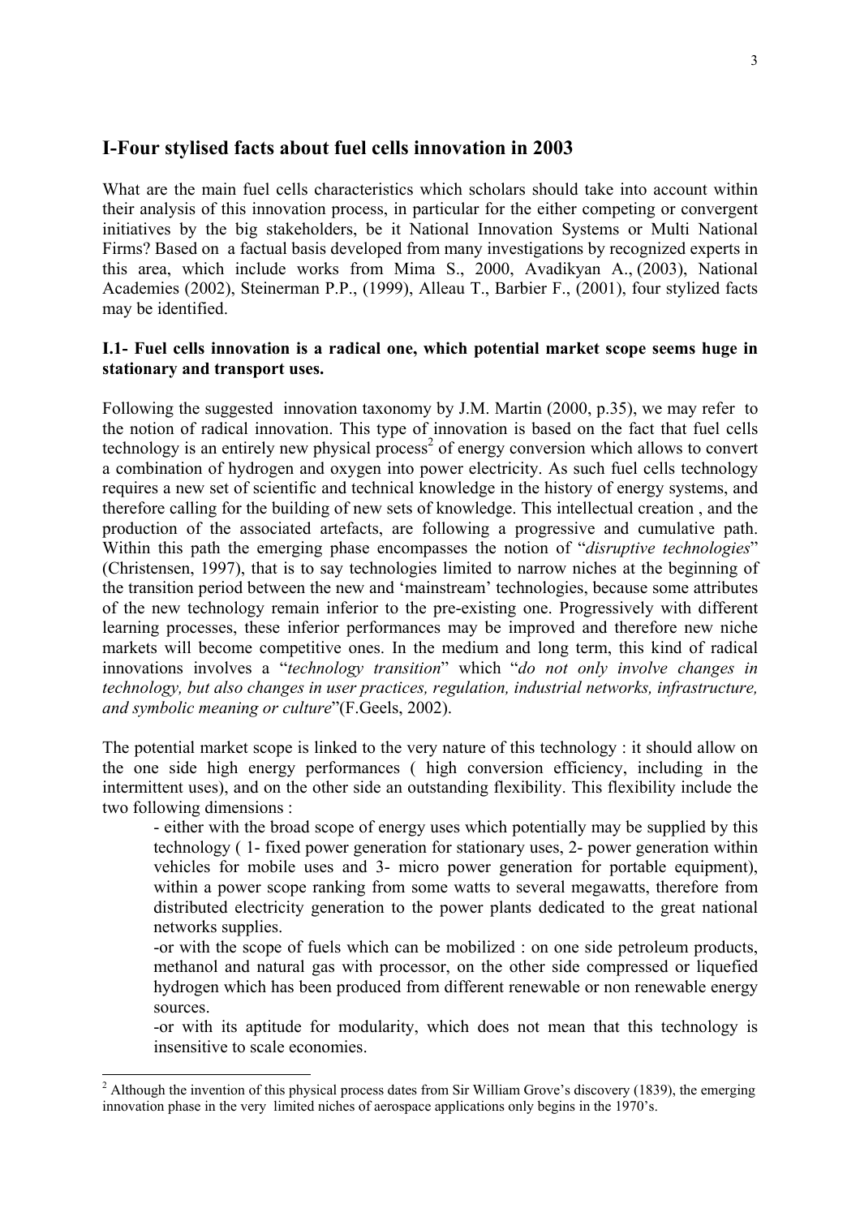## I-Four stylised facts about fuel cells innovation in 2003

What are the main fuel cells characteristics which scholars should take into account within their analysis of this innovation process, in particular for the either competing or convergent initiatives by the big stakeholders, be it National Innovation Systems or Multi National Firms? Based on a factual basis developed from many investigations by recognized experts in this area, which include works from Mima S., 2000, Avadikyan A., (2003), National Academies (2002), Steinerman P.P., (1999), Alleau T., Barbier F., (2001), four stylized facts may be identified.

### I.1- Fuel cells innovation is a radical one, which potential market scope seems huge in stationary and transport uses.

Following the suggested innovation taxonomy by J.M. Martin (2000, p.35), we may refer to the notion of radical innovation. This type of innovation is based on the fact that fuel cells technology is an entirely new physical process[2] of energy conversion which allows to convert a combination of hydrogen and oxygen into power electricity. As such fuel cells technology requires a new set of scientific and technical knowledge in the history of energy systems, and therefore calling for the building of new sets of knowledge. This intellectual creation , and the production of the associated artefacts, are following a progressive and cumulative path. Within this path the emerging phase encompasses the notion of "*disruptive technologies*" (Christensen, 1997), that is to say technologies limited to narrow niches at the beginning of the transition period between the new and 'mainstream' technologies, because some attributes of the new technology remain inferior to the pre-existing one. Progressively with different learning processes, these inferior performances may be improved and therefore new niche markets will become competitive ones. In the medium and long term, this kind of radical innovations involves a "*technology transition*" which "*do not only involve changes in technology, but also changes in user practices, regulation, industrial networks, infrastructure, and symbolic meaning or culture*"(F.Geels, 2002).

The potential market scope is linked to the very nature of this technology : it should allow on the one side high energy performances ( high conversion efficiency, including in the intermittent uses), and on the other side an outstanding flexibility. This flexibility include the two following dimensions :

- either with the broad scope of energy uses which potentially may be supplied by this technology ( 1- fixed power generation for stationary uses, 2- power generation within vehicles for mobile uses and 3- micro power generation for portable equipment), within a power scope ranking from some watts to several megawatts, therefore from distributed electricity generation to the power plants dedicated to the great national networks supplies.
- or with the scope of fuels which can be mobilized : on one side petroleum products, methanol and natural gas with processor, on the other side compressed or liquefied hydrogen which has been produced from different renewable or non renewable energy sources.
- or with its aptitude for modularity, which does not mean that this technology is insensitive to scale economies.

[2] Although the invention of this physical process dates from Sir William Grove's discovery (1839), the emerging innovation phase in the very limited niches of aerospace applications only begins in the 1970's.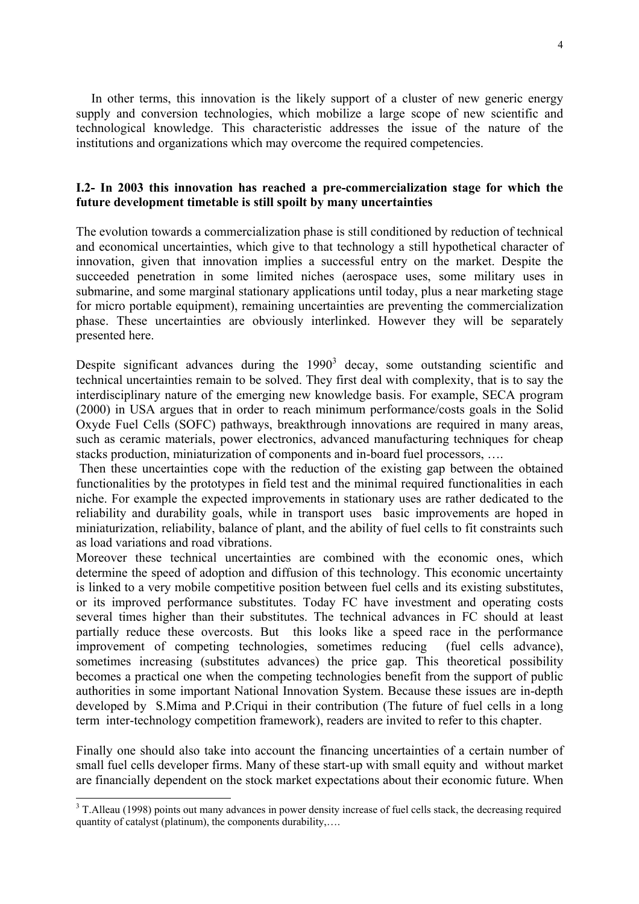In other terms, this innovation is the likely support of a cluster of new generic energy supply and conversion technologies, which mobilize a large scope of new scientific and technological knowledge. This characteristic addresses the issue of the nature of the institutions and organizations which may overcome the required competencies.

### I.2- In 2003 this innovation has reached a pre-commercialization stage for which the future development timetable is still spoilt by many uncertainties

The evolution towards a commercialization phase is still conditioned by reduction of technical and economical uncertainties, which give to that technology a still hypothetical character of innovation, given that innovation implies a successful entry on the market. Despite the succeeded penetration in some limited niches (aerospace uses, some military uses in submarine, and some marginal stationary applications until today, plus a near marketing stage for micro portable equipment), remaining uncertainties are preventing the commercialization phase. These uncertainties are obviously interlinked. However they will be separately presented here.

Despite significant advances during the 1990[3] decay, some outstanding scientific and technical uncertainties remain to be solved. They first deal with complexity, that is to say the interdisciplinary nature of the emerging new knowledge basis. For example, SECA program (2000) in USA argues that in order to reach minimum performance/costs goals in the Solid Oxyde Fuel Cells (SOFC) pathways, breakthrough innovations are required in many areas, such as ceramic materials, power electronics, advanced manufacturing techniques for cheap stacks production, miniaturization of components and in-board fuel processors, ….

Then these uncertainties cope with the reduction of the existing gap between the obtained functionalities by the prototypes in field test and the minimal required functionalities in each niche. For example the expected improvements in stationary uses are rather dedicated to the reliability and durability goals, while in transport uses basic improvements are hoped in miniaturization, reliability, balance of plant, and the ability of fuel cells to fit constraints such as load variations and road vibrations.

Moreover these technical uncertainties are combined with the economic ones, which determine the speed of adoption and diffusion of this technology. This economic uncertainty is linked to a very mobile competitive position between fuel cells and its existing substitutes, or its improved performance substitutes. Today FC have investment and operating costs several times higher than their substitutes. The technical advances in FC should at least partially reduce these overcosts. But this looks like a speed race in the performance improvement of competing technologies, sometimes reducing (fuel cells advance), sometimes increasing (substitutes advances) the price gap. This theoretical possibility becomes a practical one when the competing technologies benefit from the support of public authorities in some important National Innovation System. Because these issues are in-depth developed by S.Mima and P.Criqui in their contribution (The future of fuel cells in a long term inter-technology competition framework), readers are invited to refer to this chapter.

Finally one should also take into account the financing uncertainties of a certain number of small fuel cells developer firms. Many of these start-up with small equity and without market are financially dependent on the stock market expectations about their economic future. When

[3] T.Alleau (1998) points out many advances in power density increase of fuel cells stack, the decreasing required quantity of catalyst (platinum), the components durability,….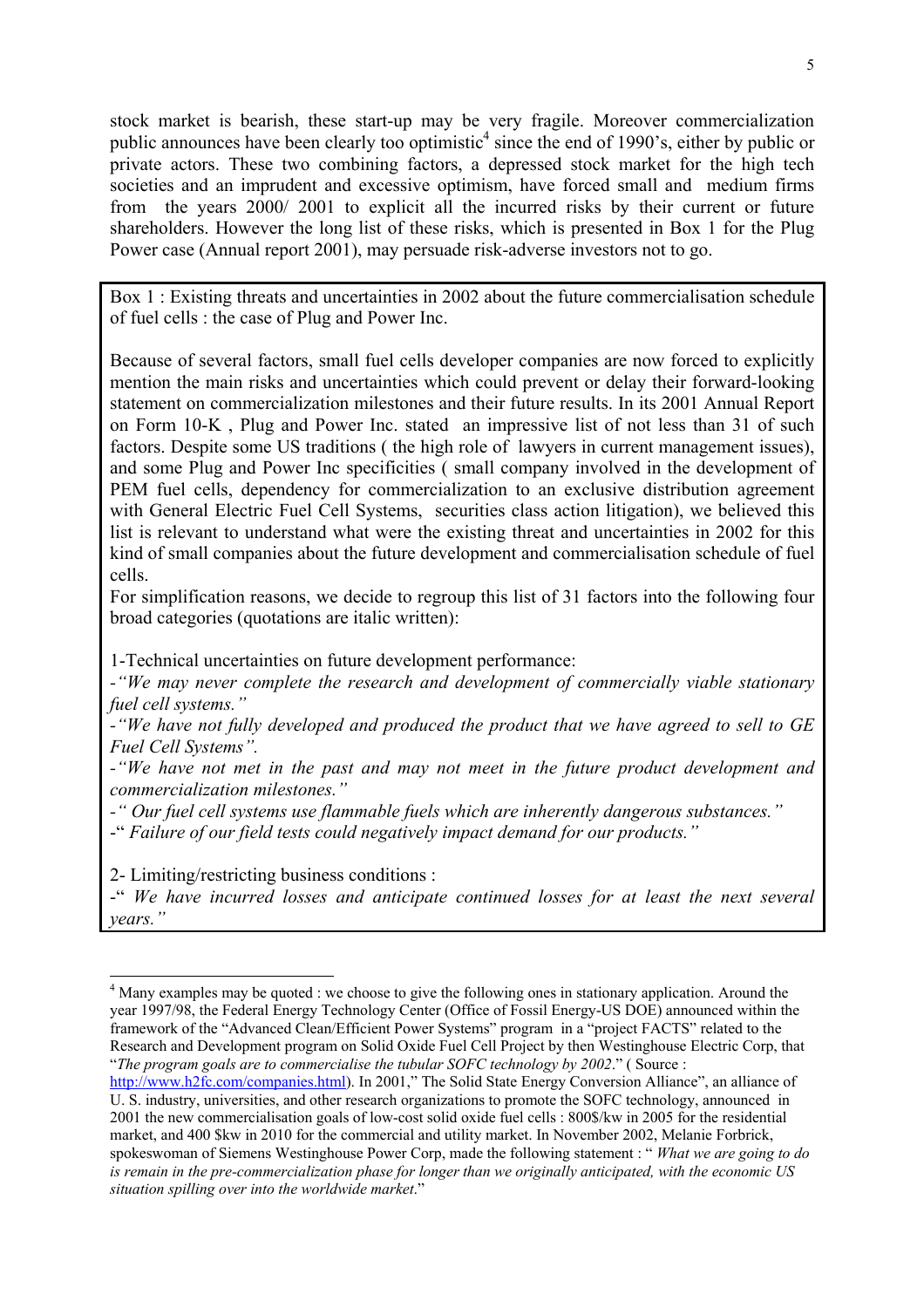stock market is bearish, these start-up may be very fragile. Moreover commercialization public announces have been clearly too optimistic[4] since the end of 1990's, either by public or private actors. These two combining factors, a depressed stock market for the high tech societies and an imprudent and excessive optimism, have forced small and medium firms from the years 2000/ 2001 to explicit all the incurred risks by their current or future shareholders. However the long list of these risks, which is presented in Box 1 for the Plug Power case (Annual report 2001), may persuade risk-adverse investors not to go.

Box 1 : Existing threats and uncertainties in 2002 about the future commercialisation schedule of fuel cells : the case of Plug and Power Inc.

Because of several factors, small fuel cells developer companies are now forced to explicitly mention the main risks and uncertainties which could prevent or delay their forward-looking statement on commercialization milestones and their future results. In its 2001 Annual Report on Form 10-K , Plug and Power Inc. stated an impressive list of not less than 31 of such factors. Despite some US traditions ( the high role of lawyers in current management issues), and some Plug and Power Inc specificities ( small company involved in the development of PEM fuel cells, dependency for commercialization to an exclusive distribution agreement with General Electric Fuel Cell Systems, securities class action litigation), we believed this list is relevant to understand what were the existing threat and uncertainties in 2002 for this kind of small companies about the future development and commercialisation schedule of fuel cells.

For simplification reasons, we decide to regroup this list of 31 factors into the following four broad categories (quotations are italic written):

1-Technical uncertainties on future development performance:

-*"We may never complete the research and development of commercially viable stationary fuel cell systems."*

-*"We have not fully developed and produced the product that we have agreed to sell to GE Fuel Cell Systems".*

-*"We have not met in the past and may not meet in the future product development and commercialization milestones."*

-*" Our fuel cell systems use flammable fuels which are inherently dangerous substances."*

-" *Failure of our field tests could negatively impact demand for our products."*

2- Limiting/restricting business conditions :

-" *We have incurred losses and anticipate continued losses for at least the next several years."*

---

[4] Many examples may be quoted : we choose to give the following ones in stationary application. Around the year 1997/98, the Federal Energy Technology Center (Office of Fossil Energy-US DOE) announced within the framework of the "Advanced Clean/Efficient Power Systems" program in a "project FACTS" related to the Research and Development program on Solid Oxide Fuel Cell Project by then Westinghouse Electric Corp, that "*The program goals are to commercialise the tubular SOFC technology by 2002*." ( Source : http://www.h2fc.com/companies.html). In 2001," The Solid State Energy Conversion Alliance", an alliance of U. S. industry, universities, and other research organizations to promote the SOFC technology, announced in 2001 the new commercialisation goals of low-cost solid oxide fuel cells : 800$/kw in 2005 for the residential market, and 400 $kw in 2010 for the commercial and utility market. In November 2002, Melanie Forbrick, spokeswoman of Siemens Westinghouse Power Corp, made the following statement : " *What we are going to do is remain in the pre-commercialization phase for longer than we originally anticipated, with the economic US situation spilling over into the worldwide market*."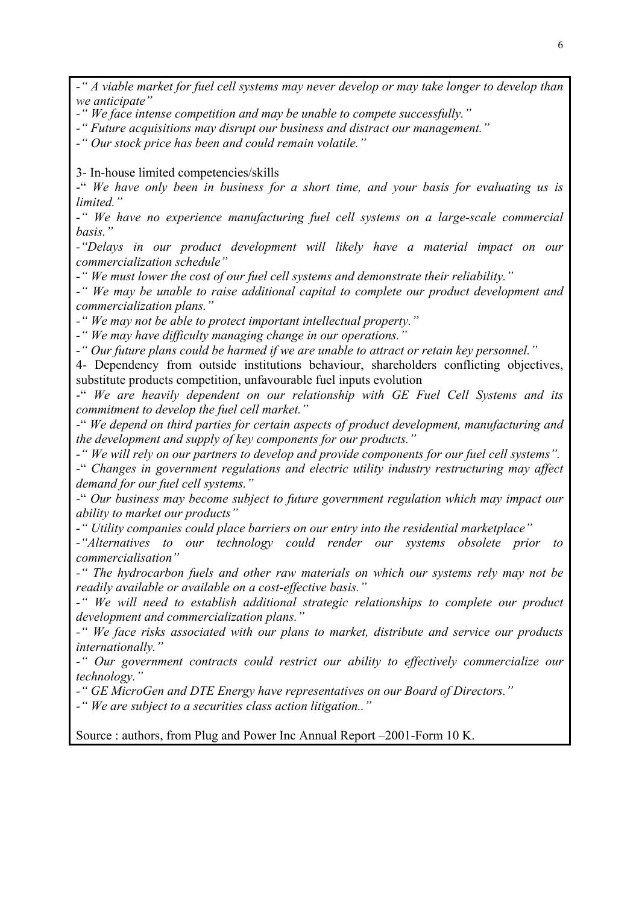-*" A viable market for fuel cell systems may never develop or may take longer to develop than we anticipate"*

-*" We face intense competition and may be unable to compete successfully."*

-*" Future acquisitions may disrupt our business and distract our management."*

-*" Our stock price has been and could remain volatile."*

3- In-house limited competencies/skills

-" *We have only been in business for a short time, and your basis for evaluating us is limited."*

-*" We have no experience manufacturing fuel cell systems on a large-scale commercial basis."*

-*"Delays in our product development will likely have a material impact on our commercialization schedule"*

-*" We must lower the cost of our fuel cell systems and demonstrate their reliability."*

-*" We may be unable to raise additional capital to complete our product development and commercialization plans."*

-*" We may not be able to protect important intellectual property."*

-*" We may have difficulty managing change in our operations."*

-*" Our future plans could be harmed if we are unable to attract or retain key personnel."*

4- Dependency from outside institutions behaviour, shareholders conflicting objectives, substitute products competition, unfavourable fuel inputs evolution

-" *We are heavily dependent on our relationship with GE Fuel Cell Systems and its commitment to develop the fuel cell market."*

-" *We depend on third parties for certain aspects of product development, manufacturing and the development and supply of key components for our products."*

-*" We will rely on our partners to develop and provide components for our fuel cell systems".*

-" *Changes in government regulations and electric utility industry restructuring may affect demand for our fuel cell systems."*

-" *Our business may become subject to future government regulation which may impact our ability to market our products"*

-*" Utility companies could place barriers on our entry into the residential marketplace"*

-*"Alternatives to our technology could render our systems obsolete prior to commercialisation"*

-*" The hydrocarbon fuels and other raw materials on which our systems rely may not be readily available or available on a cost-effective basis."*

-*" We will need to establish additional strategic relationships to complete our product development and commercialization plans."*

-*" We face risks associated with our plans to market, distribute and service our products internationally."*

-*" Our government contracts could restrict our ability to effectively commercialize our technology."*

-*" GE MicroGen and DTE Energy have representatives on our Board of Directors."*

-*" We are subject to a securities class action litigation.."*

Source : authors, from Plug and Power Inc Annual Report –2001-Form 10 K.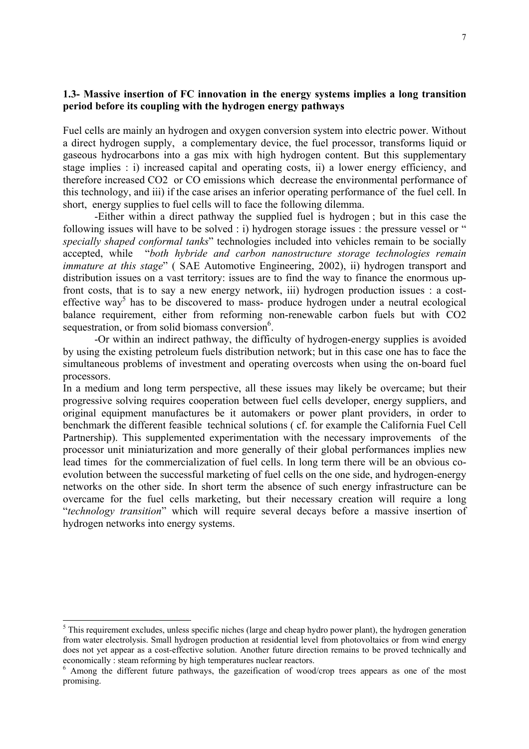### 1.3- Massive insertion of FC innovation in the energy systems implies a long transition period before its coupling with the hydrogen energy pathways

Fuel cells are mainly an hydrogen and oxygen conversion system into electric power. Without a direct hydrogen supply, a complementary device, the fuel processor, transforms liquid or gaseous hydrocarbons into a gas mix with high hydrogen content. But this supplementary stage implies : i) increased capital and operating costs, ii) a lower energy efficiency, and therefore increased $CO_2$ or CO emissions which decrease the environmental performance of this technology, and iii) if the case arises an inferior operating performance of the fuel cell. In short, energy supplies to fuel cells will to face the following dilemma.

-Either within a direct pathway the supplied fuel is hydrogen ; but in this case the following issues will have to be solved : i) hydrogen storage issues : the pressure vessel or "*specially shaped conformal tanks*" technologies included into vehicles remain to be socially accepted, while "*both hybride and carbon nanostructure storage technologies remain immature at this stage*" ( SAE Automotive Engineering, 2002), ii) hydrogen transport and distribution issues on a vast territory: issues are to find the way to finance the enormous up-front costs, that is to say a new energy network, iii) hydrogen production issues : a cost-effective way[5] has to be discovered to mass- produce hydrogen under a neutral ecological balance requirement, either from reforming non-renewable carbon fuels but with $CO_2$ sequestration, or from solid biomass conversion[6].

-Or within an indirect pathway, the difficulty of hydrogen-energy supplies is avoided by using the existing petroleum fuels distribution network; but in this case one has to face the simultaneous problems of investment and operating overcosts when using the on-board fuel processors.

In a medium and long term perspective, all these issues may likely be overcame; but their progressive solving requires cooperation between fuel cells developer, energy suppliers, and original equipment manufactures be it automakers or power plant providers, in order to benchmark the different feasible technical solutions ( cf. for example the California Fuel Cell Partnership). This supplemented experimentation with the necessary improvements of the processor unit miniaturization and more generally of their global performances implies new lead times for the commercialization of fuel cells. In long term there will be an obvious co-evolution between the successful marketing of fuel cells on the one side, and hydrogen-energy networks on the other side. In short term the absence of such energy infrastructure can be overcame for the fuel cells marketing, but their necessary creation will require a long "*technology transition*" which will require several decays before a massive insertion of hydrogen networks into energy systems.

---

[5] This requirement excludes, unless specific niches (large and cheap hydro power plant), the hydrogen generation from water electrolysis. Small hydrogen production at residential level from photovoltaics or from wind energy does not yet appear as a cost-effective solution. Another future direction remains to be proved technically and economically : steam reforming by high temperatures nuclear reactors.

[6] Among the different future pathways, the gazeification of wood/crop trees appears as one of the most promising.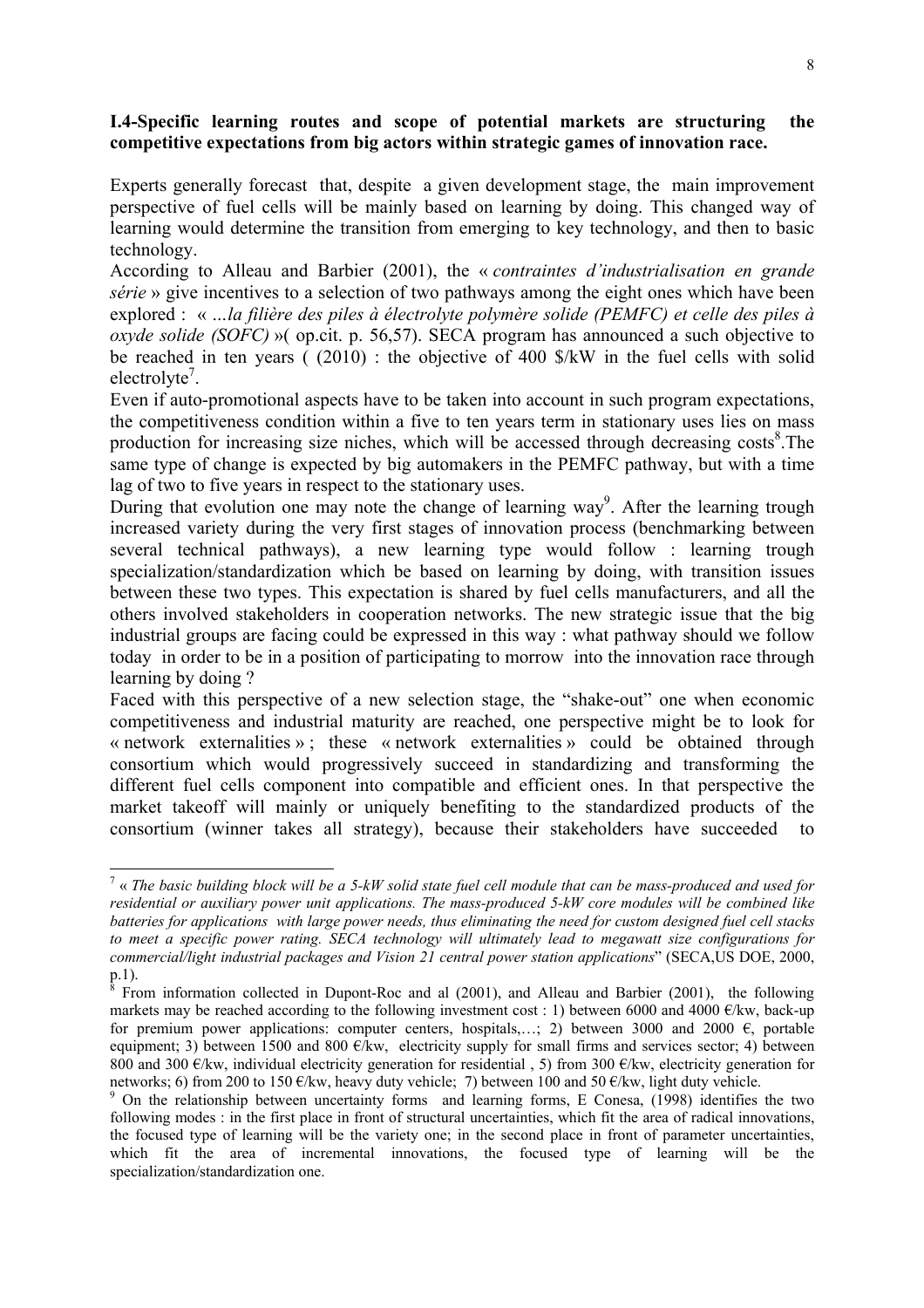**I.4-Specific learning routes and scope of potential markets are structuring the competitive expectations from big actors within strategic games of innovation race.**

Experts generally forecast that, despite a given development stage, the main improvement perspective of fuel cells will be mainly based on learning by doing. This changed way of learning would determine the transition from emerging to key technology, and then to basic technology.

According to Alleau and Barbier (2001), the « *contraintes d'industrialisation en grande série* » give incentives to a selection of two pathways among the eight ones which have been explored : « *…la filière des piles à électrolyte polymère solide (PEMFC) et celle des piles à oxyde solide (SOFC)* »( op.cit. p. 56,57). SECA program has announced a such objective to be reached in ten years ( (2010) : the objective of 400 $/kW in the fuel cells with solid electrolyte[7].

Even if auto-promotional aspects have to be taken into account in such program expectations, the competitiveness condition within a five to ten years term in stationary uses lies on mass production for increasing size niches, which will be accessed through decreasing costs[8].The same type of change is expected by big automakers in the PEMFC pathway, but with a time lag of two to five years in respect to the stationary uses.

During that evolution one may note the change of learning way[9]. After the learning trough increased variety during the very first stages of innovation process (benchmarking between several technical pathways), a new learning type would follow : learning trough specialization/standardization which be based on learning by doing, with transition issues between these two types. This expectation is shared by fuel cells manufacturers, and all the others involved stakeholders in cooperation networks. The new strategic issue that the big industrial groups are facing could be expressed in this way : what pathway should we follow today in order to be in a position of participating to morrow into the innovation race through learning by doing ?

Faced with this perspective of a new selection stage, the "shake-out" one when economic competitiveness and industrial maturity are reached, one perspective might be to look for « network externalities » ; these « network externalities » could be obtained through consortium which would progressively succeed in standardizing and transforming the different fuel cells component into compatible and efficient ones. In that perspective the market takeoff will mainly or uniquely benefiting to the standardized products of the consortium (winner takes all strategy), because their stakeholders have succeeded to

---

[7] « *The basic building block will be a 5-kW solid state fuel cell module that can be mass-produced and used for residential or auxiliary power unit applications. The mass-produced 5-kW core modules will be combined like batteries for applications with large power needs, thus eliminating the need for custom designed fuel cell stacks to meet a specific power rating. SECA technology will ultimately lead to megawatt size configurations for commercial/light industrial packages and Vision 21 central power station applications*" (SECA,US DOE, 2000, p.1).

[8] From information collected in Dupont-Roc and al (2001), and Alleau and Barbier (2001), the following markets may be reached according to the following investment cost : 1) between 6000 and 4000 €/kw, back-up for premium power applications: computer centers, hospitals,…; 2) between 3000 and 2000 €, portable equipment; 3) between 1500 and 800 €/kw, electricity supply for small firms and services sector; 4) between 800 and 300 €/kw, individual electricity generation for residential , 5) from 300 €/kw, electricity generation for networks; 6) from 200 to 150 €/kw, heavy duty vehicle; 7) between 100 and 50 €/kw, light duty vehicle.

[9] On the relationship between uncertainty forms and learning forms, E Conesa, (1998) identifies the two following modes : in the first place in front of structural uncertainties, which fit the area of radical innovations, the focused type of learning will be the variety one; in the second place in front of parameter uncertainties, which fit the area of incremental innovations, the focused type of learning will be the specialization/standardization one.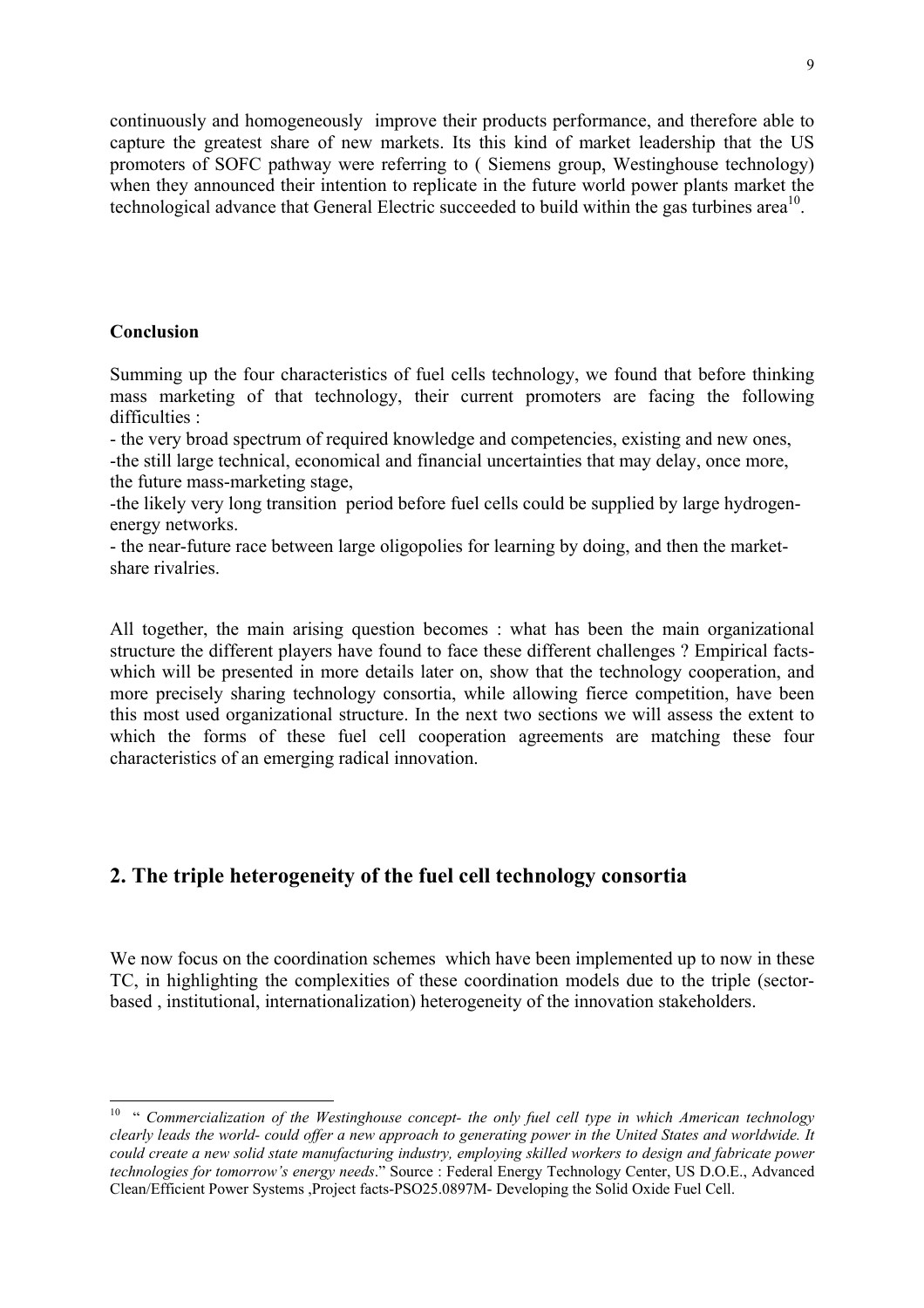continuously and homogeneously improve their products performance, and therefore able to capture the greatest share of new markets. Its this kind of market leadership that the US promoters of SOFC pathway were referring to ( Siemens group, Westinghouse technology) when they announced their intention to replicate in the future world power plants market the technological advance that General Electric succeeded to build within the gas turbines area[10].

**Conclusion**

Summing up the four characteristics of fuel cells technology, we found that before thinking mass marketing of that technology, their current promoters are facing the following difficulties :

- the very broad spectrum of required knowledge and competencies, existing and new ones,
- the still large technical, economical and financial uncertainties that may delay, once more, the future mass-marketing stage,
- the likely very long transition period before fuel cells could be supplied by large hydrogen-energy networks.
- the near-future race between large oligopolies for learning by doing, and then the market-share rivalries.

All together, the main arising question becomes : what has been the main organizational structure the different players have found to face these different challenges ? Empirical facts- which will be presented in more details later on, show that the technology cooperation, and more precisely sharing technology consortia, while allowing fierce competition, have been this most used organizational structure. In the next two sections we will assess the extent to which the forms of these fuel cell cooperation agreements are matching these four characteristics of an emerging radical innovation.

## 2. The triple heterogeneity of the fuel cell technology consortia

We now focus on the coordination schemes which have been implemented up to now in these TC, in highlighting the complexities of these coordination models due to the triple (sector-based , institutional, internationalization) heterogeneity of the innovation stakeholders.

---

[10] " *Commercialization of the Westinghouse concept- the only fuel cell type in which American technology clearly leads the world- could offer a new approach to generating power in the United States and worldwide. It could create a new solid state manufacturing industry, employing skilled workers to design and fabricate power technologies for tomorrow's energy needs*." Source : Federal Energy Technology Center, US D.O.E., Advanced Clean/Efficient Power Systems ,Project facts-PSO25.0897M- Developing the Solid Oxide Fuel Cell.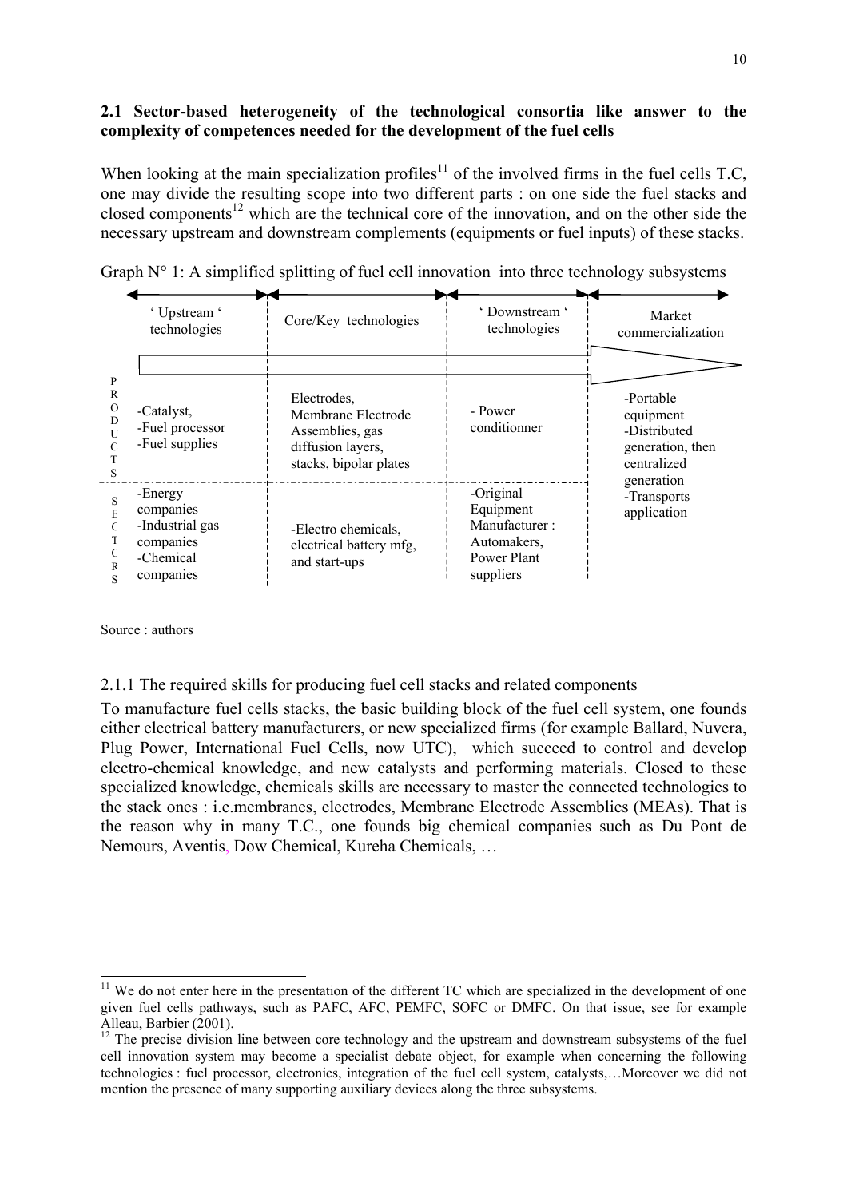**2.1 Sector-based heterogeneity of the technological consortia like answer to the complexity of competences needed for the development of the fuel cells**

When looking at the main specialization profiles[11] of the involved firms in the fuel cells T.C, one may divide the resulting scope into two different parts : on one side the fuel stacks and closed components[12] which are the technical core of the innovation, and on the other side the necessary upstream and downstream complements (equipments or fuel inputs) of these stacks.

Graph N° 1: A simplified splitting of fuel cell innovation into three technology subsystems

| | ' Upstream ' technologies | Core/Key technologies | ' Downstream ' technologies | Market commercialization |
|---|---|---|---|---|
| PRODUCTS | -Catalyst, -Fuel processor -Fuel supplies | Electrodes, Membrane Electrode Assemblies, gas diffusion layers, stacks, bipolar plates | - Power conditionner | -Portable equipment -Distributed generation, then centralized generation -Transports application |
| SECTORS | -Energy companies -Industrial gas companies -Chemical companies | -Electro chemicals, electrical battery mfg, and start-ups | -Original Equipment Manufacturer : Automakers, Power Plant suppliers | |

Source : authors

2.1.1 The required skills for producing fuel cell stacks and related components

To manufacture fuel cells stacks, the basic building block of the fuel cell system, one founds either electrical battery manufacturers, or new specialized firms (for example Ballard, Nuvera, Plug Power, International Fuel Cells, now UTC), which succeed to control and develop electro-chemical knowledge, and new catalysts and performing materials. Closed to these specialized knowledge, chemicals skills are necessary to master the connected technologies to the stack ones : i.e.membranes, electrodes, Membrane Electrode Assemblies (MEAs). That is the reason why in many T.C., one founds big chemical companies such as Du Pont de Nemours, Aventis, Dow Chemical, Kureha Chemicals, …

---

[11] We do not enter here in the presentation of the different TC which are specialized in the development of one given fuel cells pathways, such as PAFC, AFC, PEMFC, SOFC or DMFC. On that issue, see for example Alleau, Barbier (2001).

[12] The precise division line between core technology and the upstream and downstream subsystems of the fuel cell innovation system may become a specialist debate object, for example when concerning the following technologies : fuel processor, electronics, integration of the fuel cell system, catalysts,…Moreover we did not mention the presence of many supporting auxiliary devices along the three subsystems.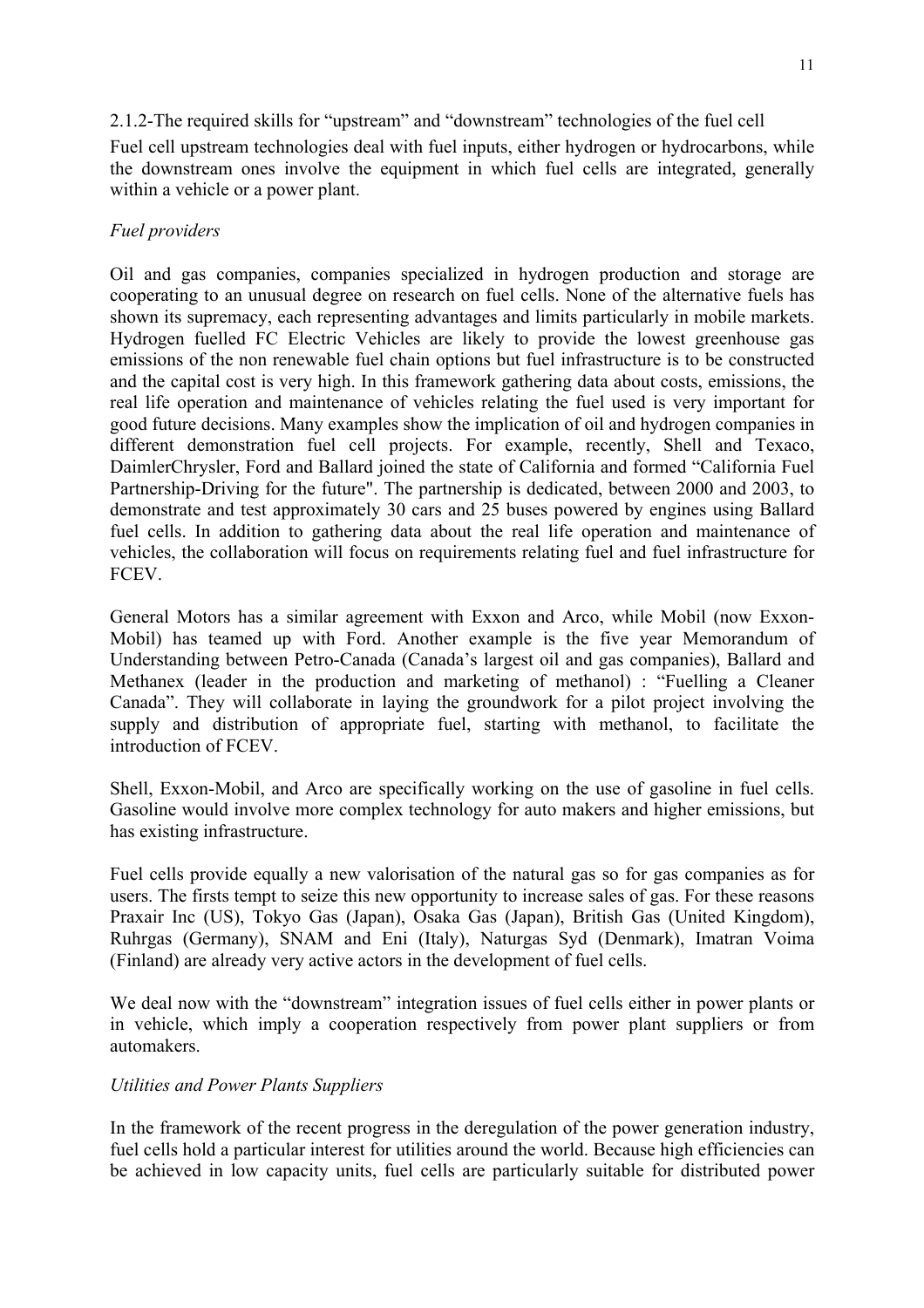2.1.2-The required skills for "upstream" and "downstream" technologies of the fuel cell

Fuel cell upstream technologies deal with fuel inputs, either hydrogen or hydrocarbons, while the downstream ones involve the equipment in which fuel cells are integrated, generally within a vehicle or a power plant.

*Fuel providers*

Oil and gas companies, companies specialized in hydrogen production and storage are cooperating to an unusual degree on research on fuel cells. None of the alternative fuels has shown its supremacy, each representing advantages and limits particularly in mobile markets. Hydrogen fuelled FC Electric Vehicles are likely to provide the lowest greenhouse gas emissions of the non renewable fuel chain options but fuel infrastructure is to be constructed and the capital cost is very high. In this framework gathering data about costs, emissions, the real life operation and maintenance of vehicles relating the fuel used is very important for good future decisions. Many examples show the implication of oil and hydrogen companies in different demonstration fuel cell projects. For example, recently, Shell and Texaco, DaimlerChrysler, Ford and Ballard joined the state of California and formed "California Fuel Partnership-Driving for the future". The partnership is dedicated, between 2000 and 2003, to demonstrate and test approximately 30 cars and 25 buses powered by engines using Ballard fuel cells. In addition to gathering data about the real life operation and maintenance of vehicles, the collaboration will focus on requirements relating fuel and fuel infrastructure for FCEV.

General Motors has a similar agreement with Exxon and Arco, while Mobil (now Exxon-Mobil) has teamed up with Ford. Another example is the five year Memorandum of Understanding between Petro-Canada (Canada's largest oil and gas companies), Ballard and Methanex (leader in the production and marketing of methanol) : "Fuelling a Cleaner Canada". They will collaborate in laying the groundwork for a pilot project involving the supply and distribution of appropriate fuel, starting with methanol, to facilitate the introduction of FCEV.

Shell, Exxon-Mobil, and Arco are specifically working on the use of gasoline in fuel cells. Gasoline would involve more complex technology for auto makers and higher emissions, but has existing infrastructure.

Fuel cells provide equally a new valorisation of the natural gas so for gas companies as for users. The firsts tempt to seize this new opportunity to increase sales of gas. For these reasons Praxair Inc (US), Tokyo Gas (Japan), Osaka Gas (Japan), British Gas (United Kingdom), Ruhrgas (Germany), SNAM and Eni (Italy), Naturgas Syd (Denmark), Imatran Voima (Finland) are already very active actors in the development of fuel cells.

We deal now with the "downstream" integration issues of fuel cells either in power plants or in vehicle, which imply a cooperation respectively from power plant suppliers or from automakers.

*Utilities and Power Plants Suppliers*

In the framework of the recent progress in the deregulation of the power generation industry, fuel cells hold a particular interest for utilities around the world. Because high efficiencies can be achieved in low capacity units, fuel cells are particularly suitable for distributed power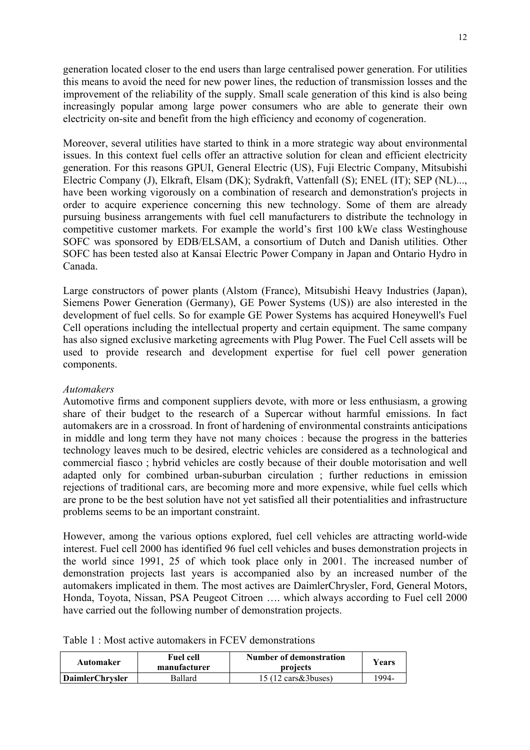generation located closer to the end users than large centralised power generation. For utilities this means to avoid the need for new power lines, the reduction of transmission losses and the improvement of the reliability of the supply. Small scale generation of this kind is also being increasingly popular among large power consumers who are able to generate their own electricity on-site and benefit from the high efficiency and economy of cogeneration.

Moreover, several utilities have started to think in a more strategic way about environmental issues. In this context fuel cells offer an attractive solution for clean and efficient electricity generation. For this reasons GPUI, General Electric (US), Fuji Electric Company, Mitsubishi Electric Company (J), Elkraft, Elsam (DK); Sydrakft, Vattenfall (S); ENEL (IT); SEP (NL)..., have been working vigorously on a combination of research and demonstration's projects in order to acquire experience concerning this new technology. Some of them are already pursuing business arrangements with fuel cell manufacturers to distribute the technology in competitive customer markets. For example the world's first 100 kWe class Westinghouse SOFC was sponsored by EDB/ELSAM, a consortium of Dutch and Danish utilities. Other SOFC has been tested also at Kansai Electric Power Company in Japan and Ontario Hydro in Canada.

Large constructors of power plants (Alstom (France), Mitsubishi Heavy Industries (Japan), Siemens Power Generation (Germany), GE Power Systems (US)) are also interested in the development of fuel cells. So for example GE Power Systems has acquired Honeywell's Fuel Cell operations including the intellectual property and certain equipment. The same company has also signed exclusive marketing agreements with Plug Power. The Fuel Cell assets will be used to provide research and development expertise for fuel cell power generation components.

*Automakers*

Automotive firms and component suppliers devote, with more or less enthusiasm, a growing share of their budget to the research of a Supercar without harmful emissions. In fact automakers are in a crossroad. In front of hardening of environmental constraints anticipations in middle and long term they have not many choices : because the progress in the batteries technology leaves much to be desired, electric vehicles are considered as a technological and commercial fiasco ; hybrid vehicles are costly because of their double motorisation and well adapted only for combined urban-suburban circulation ; further reductions in emission rejections of traditional cars, are becoming more and more expensive, while fuel cells which are prone to be the best solution have not yet satisfied all their potentialities and infrastructure problems seems to be an important constraint.

However, among the various options explored, fuel cell vehicles are attracting world-wide interest. Fuel cell 2000 has identified 96 fuel cell vehicles and buses demonstration projects in the world since 1991, 25 of which took place only in 2001. The increased number of demonstration projects last years is accompanied also by an increased number of the automakers implicated in them. The most actives are DaimlerChrysler, Ford, General Motors, Honda, Toyota, Nissan, PSA Peugeot Citroen …. which always according to Fuel cell 2000 have carried out the following number of demonstration projects.

Table 1 : Most active automakers in FCEV demonstrations

| Automaker | Fuel cell manufacturer | Number of demonstration projects | Years |
|---|---|---|---|
| **DaimlerChrysler** | Ballard | 15 (12 cars&3buses) | 1994- |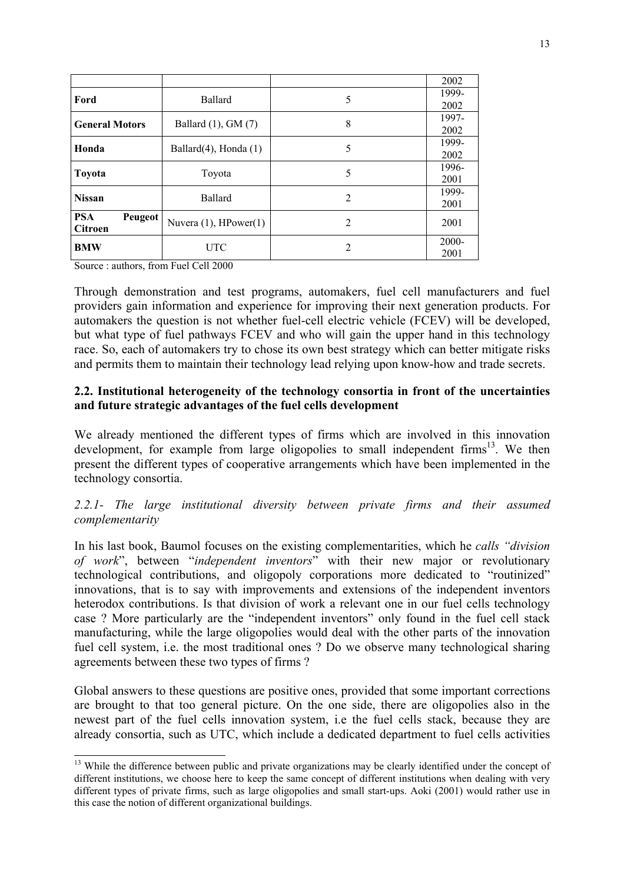| | | | |
|---|---|---|---|
| | | | 2002 |
| **Ford** | Ballard | 5 | 1999-2002 |
| **General Motors** | Ballard (1), GM (7) | 8 | 1997-2002 |
| **Honda** | Ballard(4), Honda (1) | 5 | 1999-2002 |
| **Toyota** | Toyota | 5 | 1996-2001 |
| **Nissan** | Ballard | 2 | 1999-2001 |
| **PSA Peugeot Citroen** | Nuvera (1), HPower(1) | 2 | 2001 |
| **BMW** | UTC | 2 | 2000-2001 |

Source : authors, from Fuel Cell 2000

Through demonstration and test programs, automakers, fuel cell manufacturers and fuel providers gain information and experience for improving their next generation products. For automakers the question is not whether fuel-cell electric vehicle (FCEV) will be developed, but what type of fuel pathways FCEV and who will gain the upper hand in this technology race. So, each of automakers try to chose its own best strategy which can better mitigate risks and permits them to maintain their technology lead relying upon know-how and trade secrets.

### 2.2. Institutional heterogeneity of the technology consortia in front of the uncertainties and future strategic advantages of the fuel cells development

We already mentioned the different types of firms which are involved in this innovation development, for example from large oligopolies to small independent firms[13]. We then present the different types of cooperative arrangements which have been implemented in the technology consortia.

#### *2.2.1- The large institutional diversity between private firms and their assumed complementarity*

In his last book, Baumol focuses on the existing complementarities, which he *calls "division of work*", between "*independent inventors*" with their new major or revolutionary technological contributions, and oligopoly corporations more dedicated to "routinized" innovations, that is to say with improvements and extensions of the independent inventors heterodox contributions. Is that division of work a relevant one in our fuel cells technology case ? More particularly are the "independent inventors" only found in the fuel cell stack manufacturing, while the large oligopolies would deal with the other parts of the innovation fuel cell system, i.e. the most traditional ones ? Do we observe many technological sharing agreements between these two types of firms ?

Global answers to these questions are positive ones, provided that some important corrections are brought to that too general picture. On the one side, there are oligopolies also in the newest part of the fuel cells innovation system, i.e the fuel cells stack, because they are already consortia, such as UTC, which include a dedicated department to fuel cells activities

[13] While the difference between public and private organizations may be clearly identified under the concept of different institutions, we choose here to keep the same concept of different institutions when dealing with very different types of private firms, such as large oligopolies and small start-ups. Aoki (2001) would rather use in this case the notion of different organizational buildings.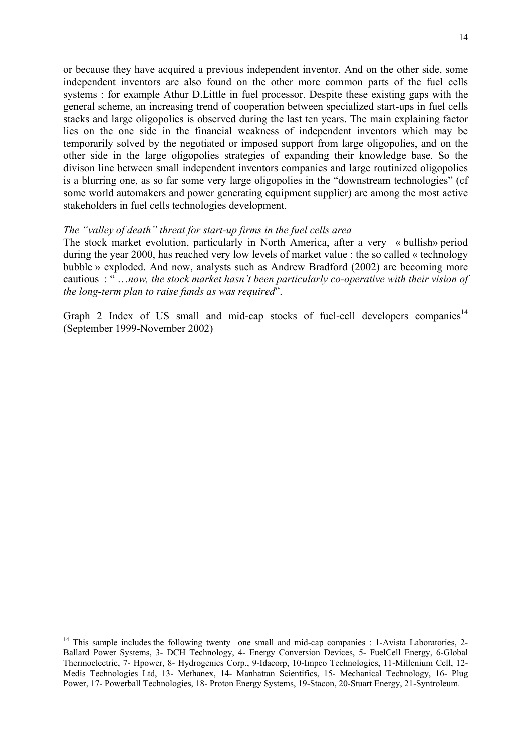or because they have acquired a previous independent inventor. And on the other side, some independent inventors are also found on the other more common parts of the fuel cells systems : for example Athur D.Little in fuel processor. Despite these existing gaps with the general scheme, an increasing trend of cooperation between specialized start-ups in fuel cells stacks and large oligopolies is observed during the last ten years. The main explaining factor lies on the one side in the financial weakness of independent inventors which may be temporarily solved by the negotiated or imposed support from large oligopolies, and on the other side in the large oligopolies strategies of expanding their knowledge base. So the divison line between small independent inventors companies and large routinized oligopolies is a blurring one, as so far some very large oligopolies in the "downstream technologies" (cf some world automakers and power generating equipment supplier) are among the most active stakeholders in fuel cells technologies development.

*The "valley of death" threat for start-up firms in the fuel cells area*

The stock market evolution, particularly in North America, after a very « bullish» period during the year 2000, has reached very low levels of market value : the so called « technology bubble » exploded. And now, analysts such as Andrew Bradford (2002) are becoming more cautious : " *…now, the stock market hasn't been particularly co-operative with their vision of the long-term plan to raise funds as was required*".

Graph 2 Index of US small and mid-cap stocks of fuel-cell developers companies[14] (September 1999-November 2002)

[14] This sample includes the following twenty one small and mid-cap companies : 1-Avista Laboratories, 2-Ballard Power Systems, 3- DCH Technology, 4- Energy Conversion Devices, 5- FuelCell Energy, 6-Global Thermoelectric, 7- Hpower, 8- Hydrogenics Corp., 9-Idacorp, 10-Impco Technologies, 11-Millenium Cell, 12-Medis Technologies Ltd, 13- Methanex, 14- Manhattan Scientifics, 15- Mechanical Technology, 16- Plug Power, 17- Powerball Technologies, 18- Proton Energy Systems, 19-Stacon, 20-Stuart Energy, 21-Syntroleum.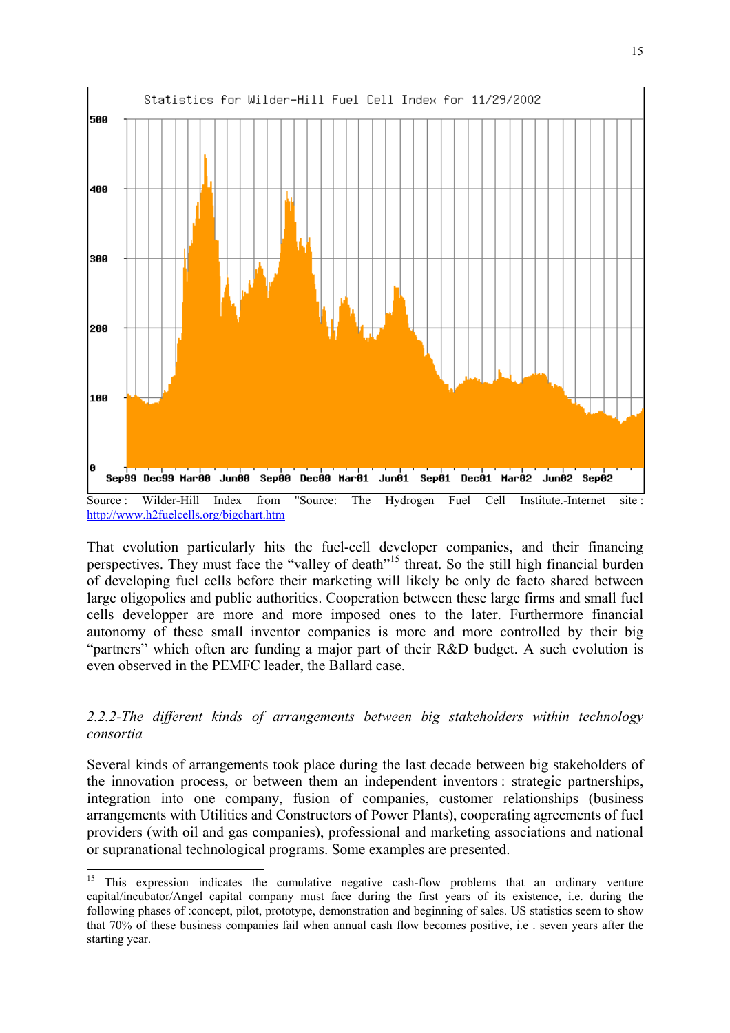Statistics for Wilder-Hill Fuel Cell Index for 11/29/2002

500
400
300
200
100
0

Sep99 Dec99 Mar00 Jun00 Sep00 Dec00 Mar01 Jun01 Sep01 Dec01 Mar02 Jun02 Sep02

Source : Wilder-Hill Index from "Source: The Hydrogen Fuel Cell Institute.-Internet site : http://www.h2fuelcells.org/bigchart.htm

That evolution particularly hits the fuel-cell developer companies, and their financing perspectives. They must face the "valley of death"[15] threat. So the still high financial burden of developing fuel cells before their marketing will likely be only de facto shared between large oligopolies and public authorities. Cooperation between these large firms and small fuel cells developper are more and more imposed ones to the later. Furthermore financial autonomy of these small inventor companies is more and more controlled by their big "partners" which often are funding a major part of their R&D budget. A such evolution is even observed in the PEMFC leader, the Ballard case.

### *2.2.2-The different kinds of arrangements between big stakeholders within technology consortia*

Several kinds of arrangements took place during the last decade between big stakeholders of the innovation process, or between them an independent inventors : strategic partnerships, integration into one company, fusion of companies, customer relationships (business arrangements with Utilities and Constructors of Power Plants), cooperating agreements of fuel providers (with oil and gas companies), professional and marketing associations and national or supranational technological programs. Some examples are presented.

---

[15] This expression indicates the cumulative negative cash-flow problems that an ordinary venture capital/incubator/Angel capital company must face during the first years of its existence, i.e. during the following phases of :concept, pilot, prototype, demonstration and beginning of sales. US statistics seem to show that 70% of these business companies fail when annual cash flow becomes positive, i.e . seven years after the starting year.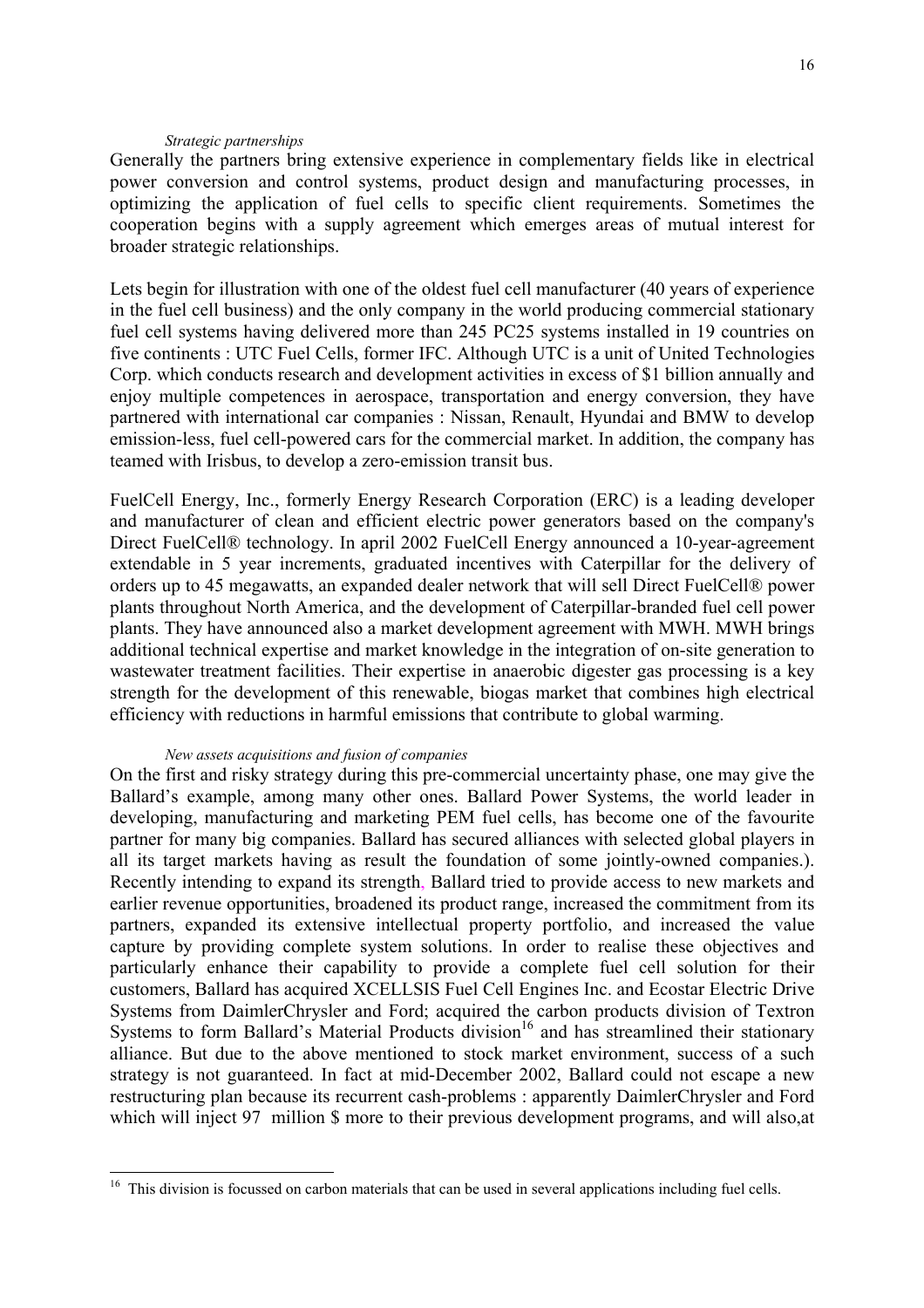*Strategic partnerships*

Generally the partners bring extensive experience in complementary fields like in electrical power conversion and control systems, product design and manufacturing processes, in optimizing the application of fuel cells to specific client requirements. Sometimes the cooperation begins with a supply agreement which emerges areas of mutual interest for broader strategic relationships.

Lets begin for illustration with one of the oldest fuel cell manufacturer (40 years of experience in the fuel cell business) and the only company in the world producing commercial stationary fuel cell systems having delivered more than 245 PC25 systems installed in 19 countries on five continents : UTC Fuel Cells, former IFC. Although UTC is a unit of United Technologies Corp. which conducts research and development activities in excess of $1 billion annually and enjoy multiple competences in aerospace, transportation and energy conversion, they have partnered with international car companies : Nissan, Renault, Hyundai and BMW to develop emission-less, fuel cell-powered cars for the commercial market. In addition, the company has teamed with Irisbus, to develop a zero-emission transit bus.

FuelCell Energy, Inc., formerly Energy Research Corporation (ERC) is a leading developer and manufacturer of clean and efficient electric power generators based on the company's Direct FuelCell® technology. In april 2002 FuelCell Energy announced a 10-year-agreement extendable in 5 year increments, graduated incentives with Caterpillar for the delivery of orders up to 45 megawatts, an expanded dealer network that will sell Direct FuelCell® power plants throughout North America, and the development of Caterpillar-branded fuel cell power plants. They have announced also a market development agreement with MWH. MWH brings additional technical expertise and market knowledge in the integration of on-site generation to wastewater treatment facilities. Their expertise in anaerobic digester gas processing is a key strength for the development of this renewable, biogas market that combines high electrical efficiency with reductions in harmful emissions that contribute to global warming.

*New assets acquisitions and fusion of companies*

On the first and risky strategy during this pre-commercial uncertainty phase, one may give the Ballard's example, among many other ones. Ballard Power Systems, the world leader in developing, manufacturing and marketing PEM fuel cells, has become one of the favourite partner for many big companies. Ballard has secured alliances with selected global players in all its target markets having as result the foundation of some jointly-owned companies.). Recently intending to expand its strength, Ballard tried to provide access to new markets and earlier revenue opportunities, broadened its product range, increased the commitment from its partners, expanded its extensive intellectual property portfolio, and increased the value capture by providing complete system solutions. In order to realise these objectives and particularly enhance their capability to provide a complete fuel cell solution for their customers, Ballard has acquired XCELLSIS Fuel Cell Engines Inc. and Ecostar Electric Drive Systems from DaimlerChrysler and Ford; acquired the carbon products division of Textron Systems to form Ballard's Material Products division[16] and has streamlined their stationary alliance. But due to the above mentioned to stock market environment, success of a such strategy is not guaranteed. In fact at mid-December 2002, Ballard could not escape a new restructuring plan because its recurrent cash-problems : apparently DaimlerChrysler and Ford which will inject 97 million $ more to their previous development programs, and will also,at

[16] This division is focussed on carbon materials that can be used in several applications including fuel cells.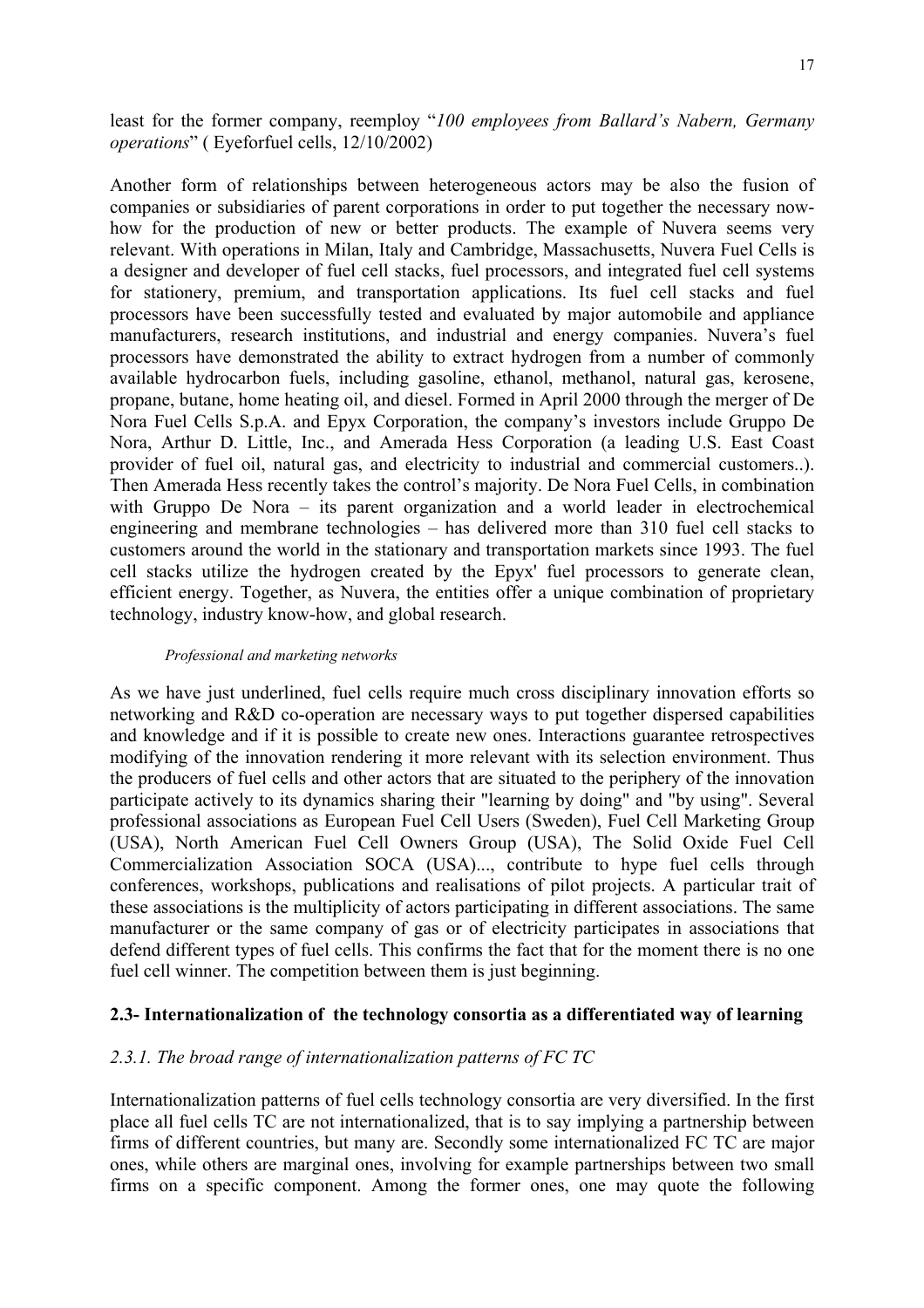least for the former company, reemploy "*100 employees from Ballard's Nabern, Germany operations*" ( Eyeforfuel cells, 12/10/2002)

Another form of relationships between heterogeneous actors may be also the fusion of companies or subsidiaries of parent corporations in order to put together the necessary now-how for the production of new or better products. The example of Nuvera seems very relevant. With operations in Milan, Italy and Cambridge, Massachusetts, Nuvera Fuel Cells is a designer and developer of fuel cell stacks, fuel processors, and integrated fuel cell systems for stationery, premium, and transportation applications. Its fuel cell stacks and fuel processors have been successfully tested and evaluated by major automobile and appliance manufacturers, research institutions, and industrial and energy companies. Nuvera's fuel processors have demonstrated the ability to extract hydrogen from a number of commonly available hydrocarbon fuels, including gasoline, ethanol, methanol, natural gas, kerosene, propane, butane, home heating oil, and diesel. Formed in April 2000 through the merger of De Nora Fuel Cells S.p.A. and Epyx Corporation, the company's investors include Gruppo De Nora, Arthur D. Little, Inc., and Amerada Hess Corporation (a leading U.S. East Coast provider of fuel oil, natural gas, and electricity to industrial and commercial customers..). Then Amerada Hess recently takes the control's majority. De Nora Fuel Cells, in combination with Gruppo De Nora – its parent organization and a world leader in electrochemical engineering and membrane technologies – has delivered more than 310 fuel cell stacks to customers around the world in the stationary and transportation markets since 1993. The fuel cell stacks utilize the hydrogen created by the Epyx' fuel processors to generate clean, efficient energy. Together, as Nuvera, the entities offer a unique combination of proprietary technology, industry know-how, and global research.

*Professional and marketing networks*

As we have just underlined, fuel cells require much cross disciplinary innovation efforts so networking and R&D co-operation are necessary ways to put together dispersed capabilities and knowledge and if it is possible to create new ones. Interactions guarantee retrospectives modifying of the innovation rendering it more relevant with its selection environment. Thus the producers of fuel cells and other actors that are situated to the periphery of the innovation participate actively to its dynamics sharing their "learning by doing" and "by using". Several professional associations as European Fuel Cell Users (Sweden), Fuel Cell Marketing Group (USA), North American Fuel Cell Owners Group (USA), The Solid Oxide Fuel Cell Commercialization Association SOCA (USA)..., contribute to hype fuel cells through conferences, workshops, publications and realisations of pilot projects. A particular trait of these associations is the multiplicity of actors participating in different associations. The same manufacturer or the same company of gas or of electricity participates in associations that defend different types of fuel cells. This confirms the fact that for the moment there is no one fuel cell winner. The competition between them is just beginning.

## 2.3- Internationalization of the technology consortia as a differentiated way of learning

### *2.3.1. The broad range of internationalization patterns of FC TC*

Internationalization patterns of fuel cells technology consortia are very diversified. In the first place all fuel cells TC are not internationalized, that is to say implying a partnership between firms of different countries, but many are. Secondly some internationalized FC TC are major ones, while others are marginal ones, involving for example partnerships between two small firms on a specific component. Among the former ones, one may quote the following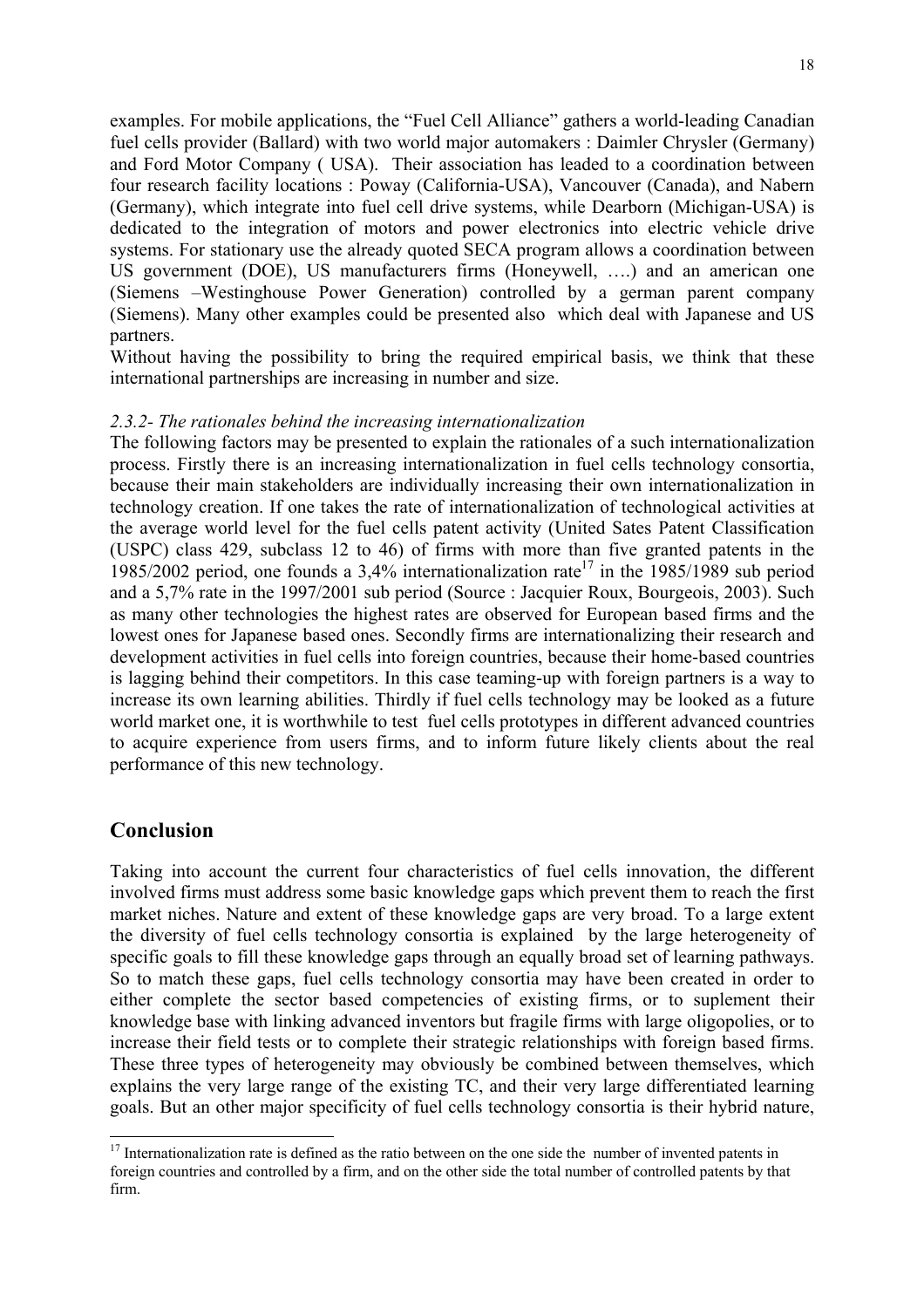examples. For mobile applications, the "Fuel Cell Alliance" gathers a world-leading Canadian fuel cells provider (Ballard) with two world major automakers : Daimler Chrysler (Germany) and Ford Motor Company ( USA). Their association has leaded to a coordination between four research facility locations : Poway (California-USA), Vancouver (Canada), and Nabern (Germany), which integrate into fuel cell drive systems, while Dearborn (Michigan-USA) is dedicated to the integration of motors and power electronics into electric vehicle drive systems. For stationary use the already quoted SECA program allows a coordination between US government (DOE), US manufacturers firms (Honeywell, ….) and an american one (Siemens –Westinghouse Power Generation) controlled by a german parent company (Siemens). Many other examples could be presented also which deal with Japanese and US partners.

Without having the possibility to bring the required empirical basis, we think that these international partnerships are increasing in number and size.

*2.3.2- The rationales behind the increasing internationalization*

The following factors may be presented to explain the rationales of a such internationalization process. Firstly there is an increasing internationalization in fuel cells technology consortia, because their main stakeholders are individually increasing their own internationalization in technology creation. If one takes the rate of internationalization of technological activities at the average world level for the fuel cells patent activity (United Sates Patent Classification (USPC) class 429, subclass 12 to 46) of firms with more than five granted patents in the 1985/2002 period, one founds a 3,4% internationalization rate[17] in the 1985/1989 sub period and a 5,7% rate in the 1997/2001 sub period (Source : Jacquier Roux, Bourgeois, 2003). Such as many other technologies the highest rates are observed for European based firms and the lowest ones for Japanese based ones. Secondly firms are internationalizing their research and development activities in fuel cells into foreign countries, because their home-based countries is lagging behind their competitors. In this case teaming-up with foreign partners is a way to increase its own learning abilities. Thirdly if fuel cells technology may be looked as a future world market one, it is worthwhile to test fuel cells prototypes in different advanced countries to acquire experience from users firms, and to inform future likely clients about the real performance of this new technology.

## Conclusion

Taking into account the current four characteristics of fuel cells innovation, the different involved firms must address some basic knowledge gaps which prevent them to reach the first market niches. Nature and extent of these knowledge gaps are very broad. To a large extent the diversity of fuel cells technology consortia is explained by the large heterogeneity of specific goals to fill these knowledge gaps through an equally broad set of learning pathways. So to match these gaps, fuel cells technology consortia may have been created in order to either complete the sector based competencies of existing firms, or to suplement their knowledge base with linking advanced inventors but fragile firms with large oligopolies, or to increase their field tests or to complete their strategic relationships with foreign based firms. These three types of heterogeneity may obviously be combined between themselves, which explains the very large range of the existing TC, and their very large differentiated learning goals. But an other major specificity of fuel cells technology consortia is their hybrid nature,

[17] Internationalization rate is defined as the ratio between on the one side the number of invented patents in foreign countries and controlled by a firm, and on the other side the total number of controlled patents by that firm.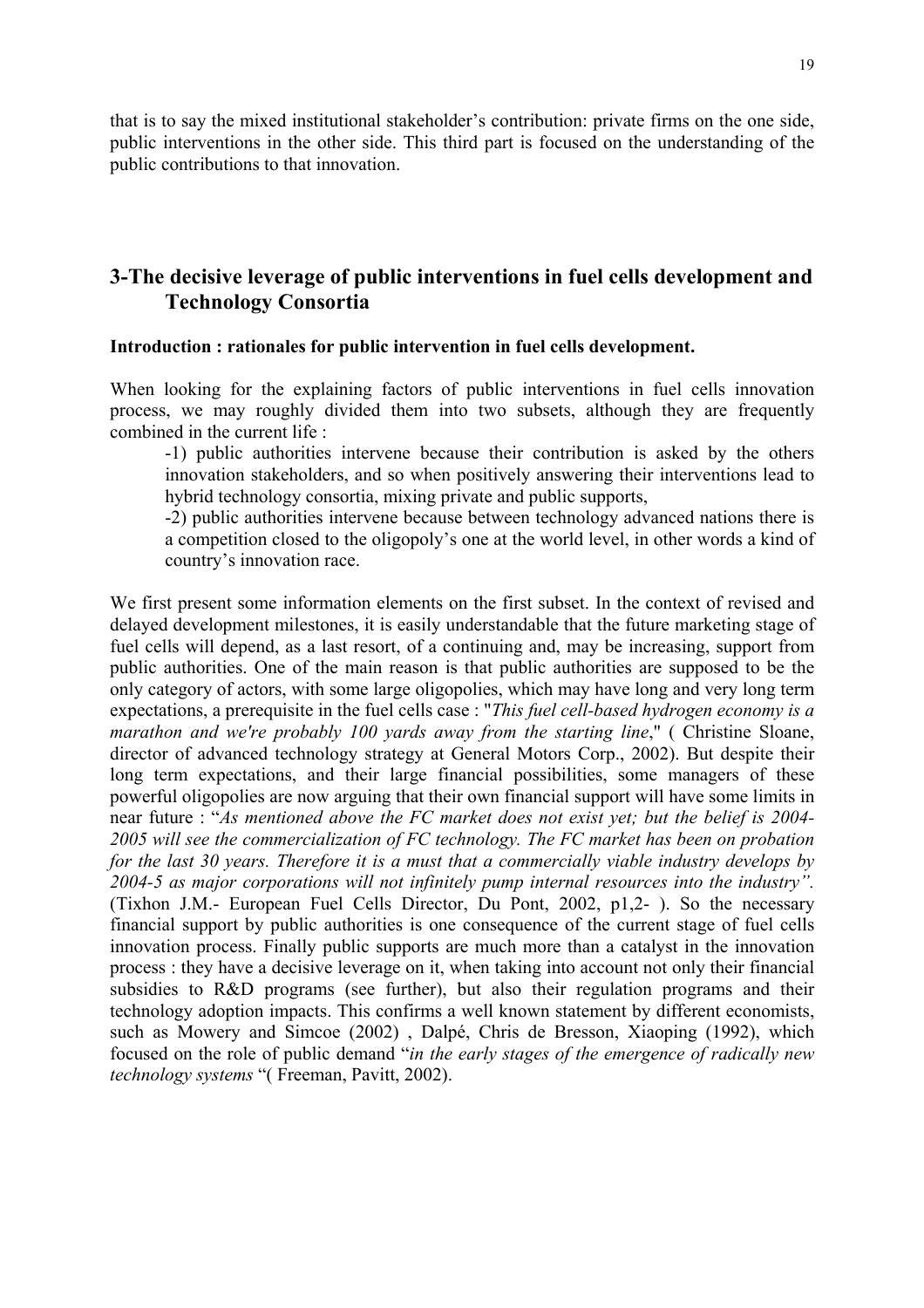that is to say the mixed institutional stakeholder's contribution: private firms on the one side, public interventions in the other side. This third part is focused on the understanding of the public contributions to that innovation.

## 3-The decisive leverage of public interventions in fuel cells development and Technology Consortia

**Introduction : rationales for public intervention in fuel cells development.**

When looking for the explaining factors of public interventions in fuel cells innovation process, we may roughly divided them into two subsets, although they are frequently combined in the current life :

-1) public authorities intervene because their contribution is asked by the others innovation stakeholders, and so when positively answering their interventions lead to hybrid technology consortia, mixing private and public supports,

-2) public authorities intervene because between technology advanced nations there is a competition closed to the oligopoly's one at the world level, in other words a kind of country's innovation race.

We first present some information elements on the first subset. In the context of revised and delayed development milestones, it is easily understandable that the future marketing stage of fuel cells will depend, as a last resort, of a continuing and, may be increasing, support from public authorities. One of the main reason is that public authorities are supposed to be the only category of actors, with some large oligopolies, which may have long and very long term expectations, a prerequisite in the fuel cells case : "*This fuel cell-based hydrogen economy is a marathon and we're probably 100 yards away from the starting line*," ( Christine Sloane, director of advanced technology strategy at General Motors Corp., 2002). But despite their long term expectations, and their large financial possibilities, some managers of these powerful oligopolies are now arguing that their own financial support will have some limits in near future : "*As mentioned above the FC market does not exist yet; but the belief is 2004-2005 will see the commercialization of FC technology. The FC market has been on probation for the last 30 years. Therefore it is a must that a commercially viable industry develops by 2004-5 as major corporations will not infinitely pump internal resources into the industry".* (Tixhon J.M.- European Fuel Cells Director, Du Pont, 2002, p1,2- ). So the necessary financial support by public authorities is one consequence of the current stage of fuel cells innovation process. Finally public supports are much more than a catalyst in the innovation process : they have a decisive leverage on it, when taking into account not only their financial subsidies to R&D programs (see further), but also their regulation programs and their technology adoption impacts. This confirms a well known statement by different economists, such as Mowery and Simcoe (2002) , Dalpé, Chris de Bresson, Xiaoping (1992), which focused on the role of public demand "*in the early stages of the emergence of radically new technology systems* "( Freeman, Pavitt, 2002).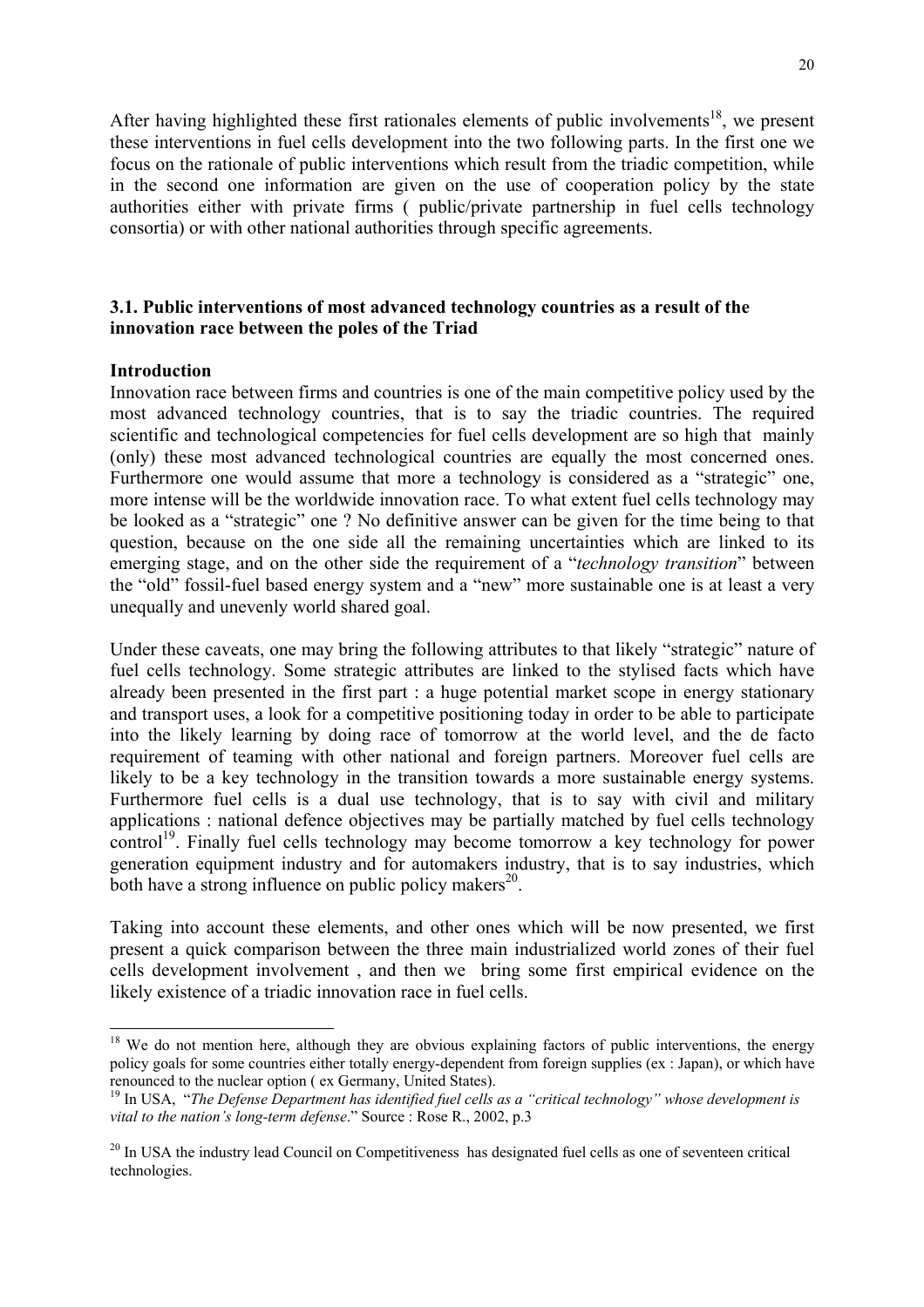After having highlighted these first rationales elements of public involvements[18], we present these interventions in fuel cells development into the two following parts. In the first one we focus on the rationale of public interventions which result from the triadic competition, while in the second one information are given on the use of cooperation policy by the state authorities either with private firms ( public/private partnership in fuel cells technology consortia) or with other national authorities through specific agreements.

### 3.1. Public interventions of most advanced technology countries as a result of the innovation race between the poles of the Triad

**Introduction**

Innovation race between firms and countries is one of the main competitive policy used by the most advanced technology countries, that is to say the triadic countries. The required scientific and technological competencies for fuel cells development are so high that mainly (only) these most advanced technological countries are equally the most concerned ones. Furthermore one would assume that more a technology is considered as a "strategic" one, more intense will be the worldwide innovation race. To what extent fuel cells technology may be looked as a "strategic" one ? No definitive answer can be given for the time being to that question, because on the one side all the remaining uncertainties which are linked to its emerging stage, and on the other side the requirement of a "*technology transition*" between the "old" fossil-fuel based energy system and a "new" more sustainable one is at least a very unequally and unevenly world shared goal.

Under these caveats, one may bring the following attributes to that likely "strategic" nature of fuel cells technology. Some strategic attributes are linked to the stylised facts which have already been presented in the first part : a huge potential market scope in energy stationary and transport uses, a look for a competitive positioning today in order to be able to participate into the likely learning by doing race of tomorrow at the world level, and the de facto requirement of teaming with other national and foreign partners. Moreover fuel cells are likely to be a key technology in the transition towards a more sustainable energy systems. Furthermore fuel cells is a dual use technology, that is to say with civil and military applications : national defence objectives may be partially matched by fuel cells technology control[19]. Finally fuel cells technology may become tomorrow a key technology for power generation equipment industry and for automakers industry, that is to say industries, which both have a strong influence on public policy makers[20].

Taking into account these elements, and other ones which will be now presented, we first present a quick comparison between the three main industrialized world zones of their fuel cells development involvement , and then we bring some first empirical evidence on the likely existence of a triadic innovation race in fuel cells.

---

[18] We do not mention here, although they are obvious explaining factors of public interventions, the energy policy goals for some countries either totally energy-dependent from foreign supplies (ex : Japan), or which have renounced to the nuclear option ( ex Germany, United States).

[19] In USA, "*The Defense Department has identified fuel cells as a "critical technology" whose development is vital to the nation's long-term defense*." Source : Rose R., 2002, p.3

[20] In USA the industry lead Council on Competitiveness has designated fuel cells as one of seventeen critical technologies.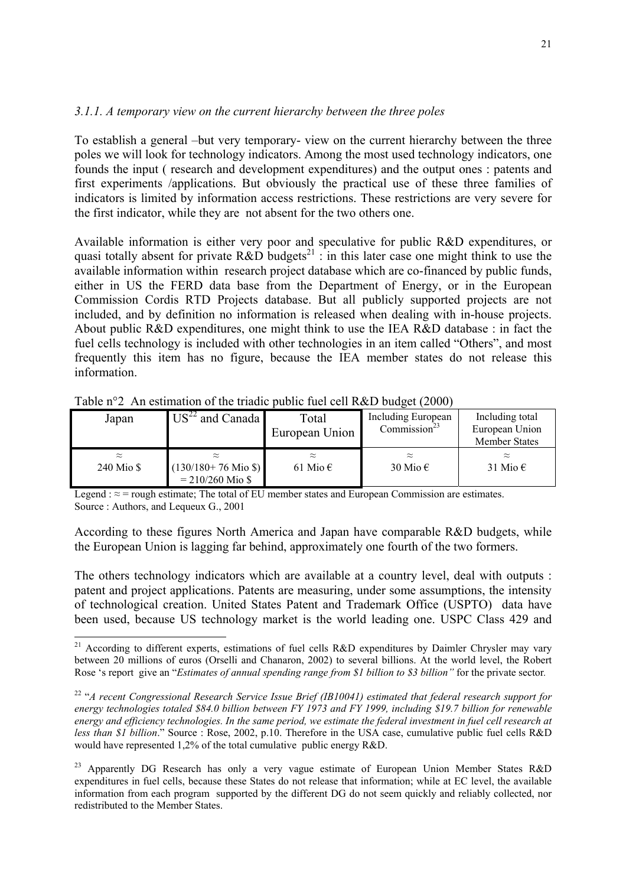*3.1.1. A temporary view on the current hierarchy between the three poles*

To establish a general –but very temporary- view on the current hierarchy between the three poles we will look for technology indicators. Among the most used technology indicators, one founds the input ( research and development expenditures) and the output ones : patents and first experiments /applications. But obviously the practical use of these three families of indicators is limited by information access restrictions. These restrictions are very severe for the first indicator, while they are not absent for the two others one.

Available information is either very poor and speculative for public R&D expenditures, or quasi totally absent for private R&D budgets[21] : in this later case one might think to use the available information within research project database which are co-financed by public funds, either in US the FERD data base from the Department of Energy, or in the European Commission Cordis RTD Projects database. But all publicly supported projects are not included, and by definition no information is released when dealing with in-house projects. About public R&D expenditures, one might think to use the IEA R&D database : in fact the fuel cells technology is included with other technologies in an item called "Others", and most frequently this item has no figure, because the IEA member states do not release this information.

Table n°2 An estimation of the triadic public fuel cell R&D budget (2000)

| Japan | US[22] and Canada | Total European Union | Including European Commission[23] | Including total European Union Member States |
|---|---|---|---|---|
| ≈ 240 Mio $ | ≈ (130/180+ 76 Mio $) = 210/260 Mio $ | ≈ 61 Mio € | ≈ 30 Mio € | ≈ 31 Mio € |

Legend : ≈ = rough estimate; The total of EU member states and European Commission are estimates.
Source : Authors, and Lequeux G., 2001

According to these figures North America and Japan have comparable R&D budgets, while the European Union is lagging far behind, approximately one fourth of the two formers.

The others technology indicators which are available at a country level, deal with outputs : patent and project applications. Patents are measuring, under some assumptions, the intensity of technological creation. United States Patent and Trademark Office (USPTO) data have been used, because US technology market is the world leading one. USPC Class 429 and

---

[21] According to different experts, estimations of fuel cells R&D expenditures by Daimler Chrysler may vary between 20 millions of euros (Orselli and Chanaron, 2002) to several billions. At the world level, the Robert Rose 's report give an "*Estimates of annual spending range from $1 billion to $3 billion"* for the private sector.

[22] "*A recent Congressional Research Service Issue Brief (IB10041) estimated that federal research support for energy technologies totaled $84.0 billion between FY 1973 and FY 1999, including $19.7 billion for renewable energy and efficiency technologies. In the same period, we estimate the federal investment in fuel cell research at less than $1 billion*." Source : Rose, 2002, p.10. Therefore in the USA case, cumulative public fuel cells R&D would have represented 1,2% of the total cumulative public energy R&D.

[23] Apparently DG Research has only a very vague estimate of European Union Member States R&D expenditures in fuel cells, because these States do not release that information; while at EC level, the available information from each program supported by the different DG do not seem quickly and reliably collected, nor redistributed to the Member States.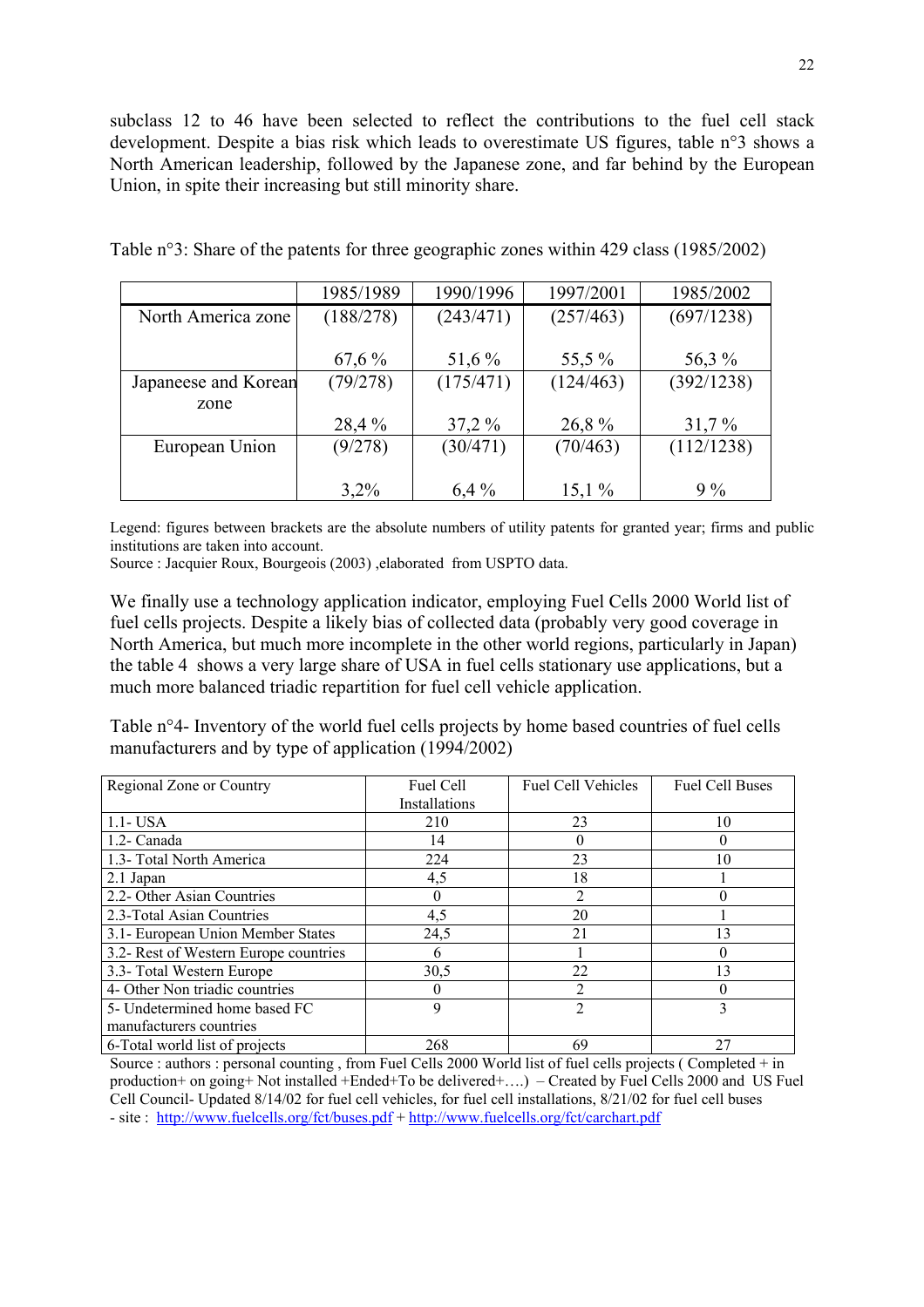subclass 12 to 46 have been selected to reflect the contributions to the fuel cell stack development. Despite a bias risk which leads to overestimate US figures, table n°3 shows a North American leadership, followed by the Japanese zone, and far behind by the European Union, in spite their increasing but still minority share.

Table n°3: Share of the patents for three geographic zones within 429 class (1985/2002)

| | 1985/1989 | 1990/1996 | 1997/2001 | 1985/2002 |
|---|---|---|---|---|
| North America zone | (188/278)<br><br>67,6 % | (243/471)<br><br>51,6 % | (257/463)<br><br>55,5 % | (697/1238)<br><br>56,3 % |
| Japaneese and Korean zone | (79/278)<br><br>28,4 % | (175/471)<br><br>37,2 % | (124/463)<br><br>26,8 % | (392/1238)<br><br>31,7 % |
| European Union | (9/278)<br><br>3,2% | (30/471)<br><br>6,4 % | (70/463)<br><br>15,1 % | (112/1238)<br><br>9 % |

Legend: figures between brackets are the absolute numbers of utility patents for granted year; firms and public institutions are taken into account.
Source : Jacquier Roux, Bourgeois (2003) ,elaborated from USPTO data.

We finally use a technology application indicator, employing Fuel Cells 2000 World list of fuel cells projects. Despite a likely bias of collected data (probably very good coverage in North America, but much more incomplete in the other world regions, particularly in Japan) the table 4 shows a very large share of USA in fuel cells stationary use applications, but a much more balanced triadic repartition for fuel cell vehicle application.

Table n°4- Inventory of the world fuel cells projects by home based countries of fuel cells manufacturers and by type of application (1994/2002)

| Regional Zone or Country | Fuel Cell Installations | Fuel Cell Vehicles | Fuel Cell Buses |
|---|---|---|---|
| 1.1- USA | 210 | 23 | 10 |
| 1.2- Canada | 14 | 0 | 0 |
| 1.3- Total North America | 224 | 23 | 10 |
| 2.1 Japan | 4,5 | 18 | 1 |
| 2.2- Other Asian Countries | 0 | 2 | 0 |
| 2.3-Total Asian Countries | 4,5 | 20 | 1 |
| 3.1- European Union Member States | 24,5 | 21 | 13 |
| 3.2- Rest of Western Europe countries | 6 | 1 | 0 |
| 3.3- Total Western Europe | 30,5 | 22 | 13 |
| 4- Other Non triadic countries | 0 | 2 | 0 |
| 5- Undetermined home based FC manufacturers countries | 9 | 2 | 3 |
| 6-Total world list of projects | 268 | 69 | 27 |

Source : authors : personal counting , from Fuel Cells 2000 World list of fuel cells projects ( Completed + in production+ on going+ Not installed +Ended+To be delivered+….) – Created by Fuel Cells 2000 and US Fuel Cell Council- Updated 8/14/02 for fuel cell vehicles, for fuel cell installations, 8/21/02 for fuel cell buses - site : http://www.fuelcells.org/fct/buses.pdf + http://www.fuelcells.org/fct/carchart.pdf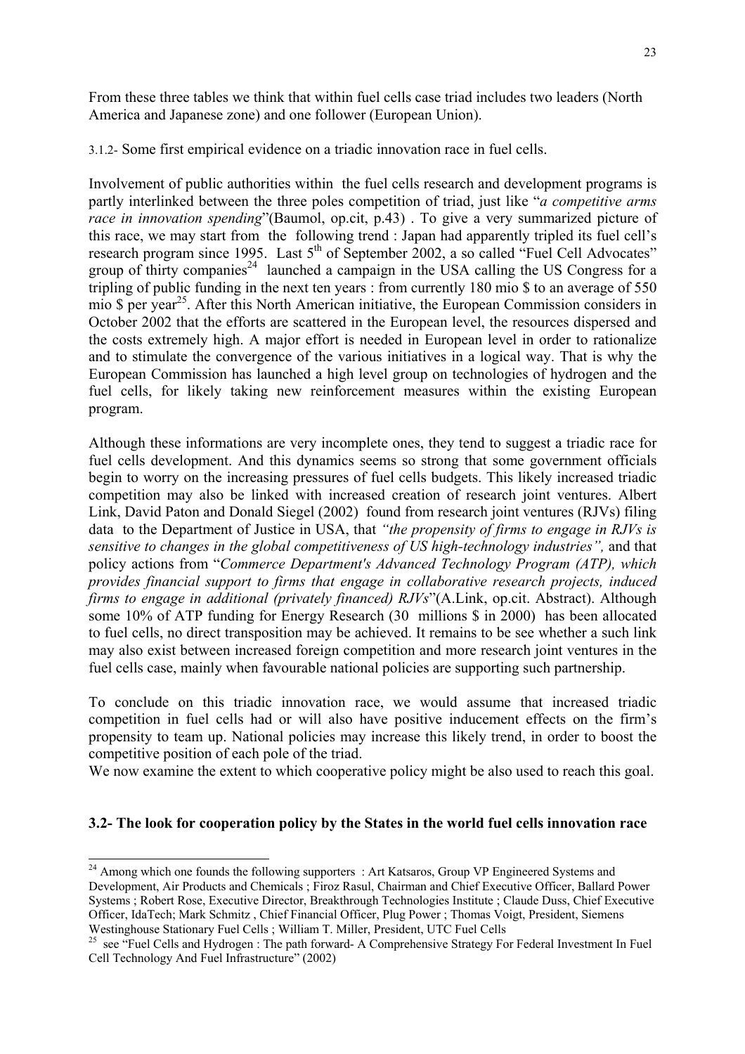From these three tables we think that within fuel cells case triad includes two leaders (North America and Japanese zone) and one follower (European Union).

3.1.2- Some first empirical evidence on a triadic innovation race in fuel cells.

Involvement of public authorities within the fuel cells research and development programs is partly interlinked between the three poles competition of triad, just like "*a competitive arms race in innovation spending*"(Baumol, op.cit, p.43) . To give a very summarized picture of this race, we may start from the following trend : Japan had apparently tripled its fuel cell's research program since 1995. Last 5th of September 2002, a so called "Fuel Cell Advocates" group of thirty companies[24] launched a campaign in the USA calling the US Congress for a tripling of public funding in the next ten years : from currently 180 mio $ to an average of 550 mio $ per year[25]. After this North American initiative, the European Commission considers in October 2002 that the efforts are scattered in the European level, the resources dispersed and the costs extremely high. A major effort is needed in European level in order to rationalize and to stimulate the convergence of the various initiatives in a logical way. That is why the European Commission has launched a high level group on technologies of hydrogen and the fuel cells, for likely taking new reinforcement measures within the existing European program.

Although these informations are very incomplete ones, they tend to suggest a triadic race for fuel cells development. And this dynamics seems so strong that some government officials begin to worry on the increasing pressures of fuel cells budgets. This likely increased triadic competition may also be linked with increased creation of research joint ventures. Albert Link, David Paton and Donald Siegel (2002) found from research joint ventures (RJVs) filing data to the Department of Justice in USA, that *"the propensity of firms to engage in RJVs is sensitive to changes in the global competitiveness of US high-technology industries",* and that policy actions from "*Commerce Department's Advanced Technology Program (ATP), which provides financial support to firms that engage in collaborative research projects, induced firms to engage in additional (privately financed) RJVs*"(A.Link, op.cit. Abstract). Although some 10% of ATP funding for Energy Research (30 millions $ in 2000) has been allocated to fuel cells, no direct transposition may be achieved. It remains to be see whether a such link may also exist between increased foreign competition and more research joint ventures in the fuel cells case, mainly when favourable national policies are supporting such partnership.

To conclude on this triadic innovation race, we would assume that increased triadic competition in fuel cells had or will also have positive inducement effects on the firm's propensity to team up. National policies may increase this likely trend, in order to boost the competitive position of each pole of the triad.
We now examine the extent to which cooperative policy might be also used to reach this goal.

### 3.2- The look for cooperation policy by the States in the world fuel cells innovation race

[24] Among which one founds the following supporters : Art Katsaros, Group VP Engineered Systems and Development, Air Products and Chemicals ; Firoz Rasul, Chairman and Chief Executive Officer, Ballard Power Systems ; Robert Rose, Executive Director, Breakthrough Technologies Institute ; Claude Duss, Chief Executive Officer, IdaTech; Mark Schmitz , Chief Financial Officer, Plug Power ; Thomas Voigt, President, Siemens Westinghouse Stationary Fuel Cells ; William T. Miller, President, UTC Fuel Cells

[25] see "Fuel Cells and Hydrogen : The path forward- A Comprehensive Strategy For Federal Investment In Fuel Cell Technology And Fuel Infrastructure" (2002)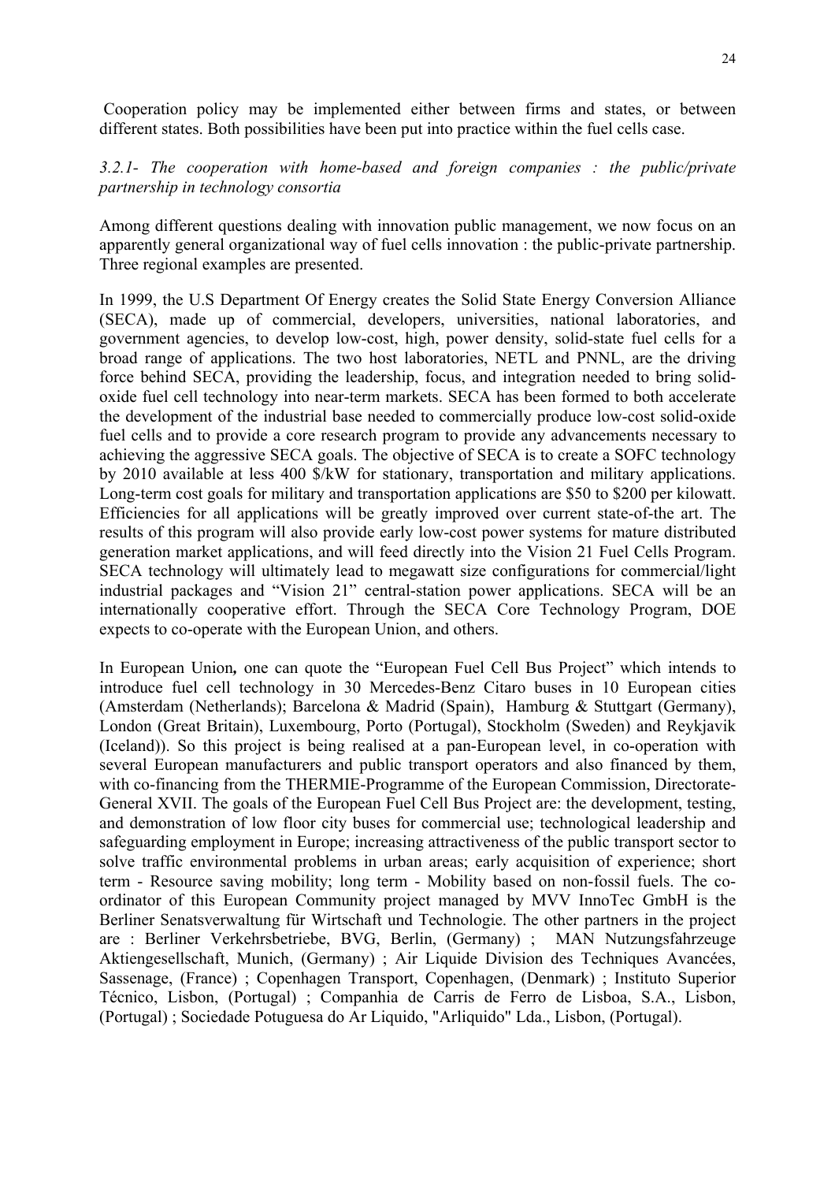Cooperation policy may be implemented either between firms and states, or between different states. Both possibilities have been put into practice within the fuel cells case.

### *3.2.1- The cooperation with home-based and foreign companies : the public/private partnership in technology consortia*

Among different questions dealing with innovation public management, we now focus on an apparently general organizational way of fuel cells innovation : the public-private partnership. Three regional examples are presented.

In 1999, the U.S Department Of Energy creates the Solid State Energy Conversion Alliance (SECA), made up of commercial, developers, universities, national laboratories, and government agencies, to develop low-cost, high, power density, solid-state fuel cells for a broad range of applications. The two host laboratories, NETL and PNNL, are the driving force behind SECA, providing the leadership, focus, and integration needed to bring solid-oxide fuel cell technology into near-term markets. SECA has been formed to both accelerate the development of the industrial base needed to commercially produce low-cost solid-oxide fuel cells and to provide a core research program to provide any advancements necessary to achieving the aggressive SECA goals. The objective of SECA is to create a SOFC technology by 2010 available at less 400 $/kW for stationary, transportation and military applications. Long-term cost goals for military and transportation applications are $50 to $200 per kilowatt. Efficiencies for all applications will be greatly improved over current state-of-the art. The results of this program will also provide early low-cost power systems for mature distributed generation market applications, and will feed directly into the Vision 21 Fuel Cells Program. SECA technology will ultimately lead to megawatt size configurations for commercial/light industrial packages and "Vision 21" central-station power applications. SECA will be an internationally cooperative effort. Through the SECA Core Technology Program, DOE expects to co-operate with the European Union, and others.

In European Union**,** one can quote the "European Fuel Cell Bus Project" which intends to introduce fuel cell technology in 30 Mercedes-Benz Citaro buses in 10 European cities (Amsterdam (Netherlands); Barcelona & Madrid (Spain), Hamburg & Stuttgart (Germany), London (Great Britain), Luxembourg, Porto (Portugal), Stockholm (Sweden) and Reykjavik (Iceland)). So this project is being realised at a pan-European level, in co-operation with several European manufacturers and public transport operators and also financed by them, with co-financing from the THERMIE-Programme of the European Commission, Directorate-General XVII. The goals of the European Fuel Cell Bus Project are: the development, testing, and demonstration of low floor city buses for commercial use; technological leadership and safeguarding employment in Europe; increasing attractiveness of the public transport sector to solve traffic environmental problems in urban areas; early acquisition of experience; short term - Resource saving mobility; long term - Mobility based on non-fossil fuels. The co-ordinator of this European Community project managed by MVV InnoTec GmbH is the Berliner Senatsverwaltung für Wirtschaft und Technologie. The other partners in the project are : Berliner Verkehrsbetriebe, BVG, Berlin, (Germany) ; MAN Nutzungsfahrzeuge Aktiengesellschaft, Munich, (Germany) ; Air Liquide Division des Techniques Avancées, Sassenage, (France) ; Copenhagen Transport, Copenhagen, (Denmark) ; Instituto Superior Técnico, Lisbon, (Portugal) ; Companhia de Carris de Ferro de Lisboa, S.A., Lisbon, (Portugal) ; Sociedade Potuguesa do Ar Liquido, "Arliquido" Lda., Lisbon, (Portugal).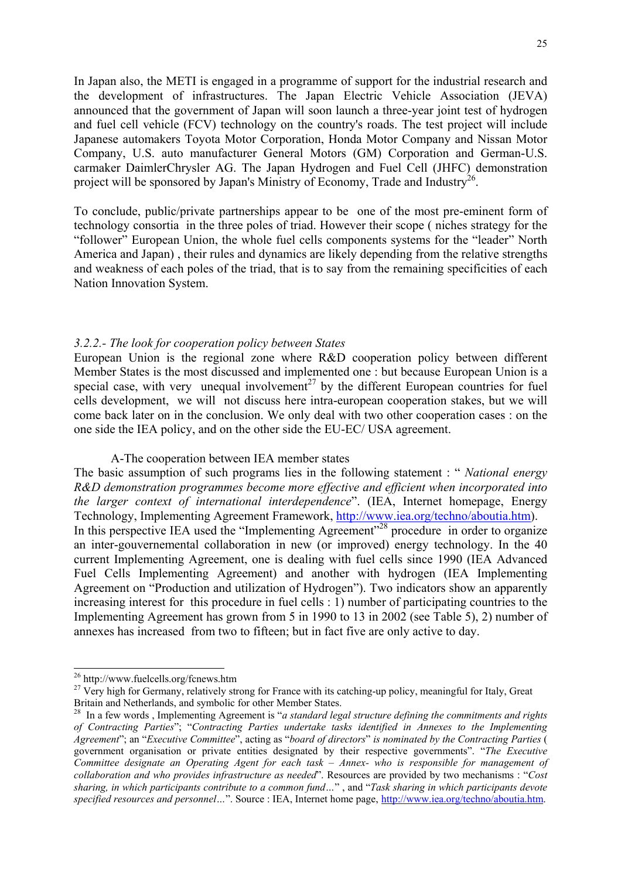In Japan also, the METI is engaged in a programme of support for the industrial research and the development of infrastructures. The Japan Electric Vehicle Association (JEVA) announced that the government of Japan will soon launch a three-year joint test of hydrogen and fuel cell vehicle (FCV) technology on the country's roads. The test project will include Japanese automakers Toyota Motor Corporation, Honda Motor Company and Nissan Motor Company, U.S. auto manufacturer General Motors (GM) Corporation and German-U.S. carmaker DaimlerChrysler AG. The Japan Hydrogen and Fuel Cell (JHFC) demonstration project will be sponsored by Japan's Ministry of Economy, Trade and Industry[26].

To conclude, public/private partnerships appear to be one of the most pre-eminent form of technology consortia in the three poles of triad. However their scope ( niches strategy for the "follower" European Union, the whole fuel cells components systems for the "leader" North America and Japan) , their rules and dynamics are likely depending from the relative strengths and weakness of each poles of the triad, that is to say from the remaining specificities of each Nation Innovation System.

### *3.2.2.- The look for cooperation policy between States*

European Union is the regional zone where R&D cooperation policy between different Member States is the most discussed and implemented one : but because European Union is a special case, with very unequal involvement[27] by the different European countries for fuel cells development, we will not discuss here intra-european cooperation stakes, but we will come back later on in the conclusion. We only deal with two other cooperation cases : on the one side the IEA policy, and on the other side the EU-EC/ USA agreement.

A-The cooperation between IEA member states

The basic assumption of such programs lies in the following statement : " *National energy R&D demonstration programmes become more effective and efficient when incorporated into the larger context of international interdependence*". (IEA, Internet homepage, Energy Technology, Implementing Agreement Framework, http://www.iea.org/techno/aboutia.htm).
In this perspective IEA used the "Implementing Agreement"[28] procedure in order to organize an inter-gouvernemental collaboration in new (or improved) energy technology. In the 40 current Implementing Agreement, one is dealing with fuel cells since 1990 (IEA Advanced Fuel Cells Implementing Agreement) and another with hydrogen (IEA Implementing Agreement on "Production and utilization of Hydrogen"). Two indicators show an apparently increasing interest for this procedure in fuel cells : 1) number of participating countries to the Implementing Agreement has grown from 5 in 1990 to 13 in 2002 (see Table 5), 2) number of annexes has increased from two to fifteen; but in fact five are only active to day.

---

[26] http://www.fuelcells.org/fcnews.htm

[27] Very high for Germany, relatively strong for France with its catching-up policy, meaningful for Italy, Great Britain and Netherlands, and symbolic for other Member States.

[28] In a few words , Implementing Agreement is "*a standard legal structure defining the commitments and rights of Contracting Parties*"; "*Contracting Parties undertake tasks identified in Annexes to the Implementing Agreement*"; an "*Executive Committee*", acting as "*board of directors*" *is nominated by the Contracting Parties* ( government organisation or private entities designated by their respective governments". "*The Executive Committee designate an Operating Agent for each task – Annex- who is responsible for management of collaboration and who provides infrastructure as needed*". Resources are provided by two mechanisms : "*Cost sharing, in which participants contribute to a common fund…*" , and "*Task sharing in which participants devote specified resources and personnel…*". Source : IEA, Internet home page, http://www.iea.org/techno/aboutia.htm.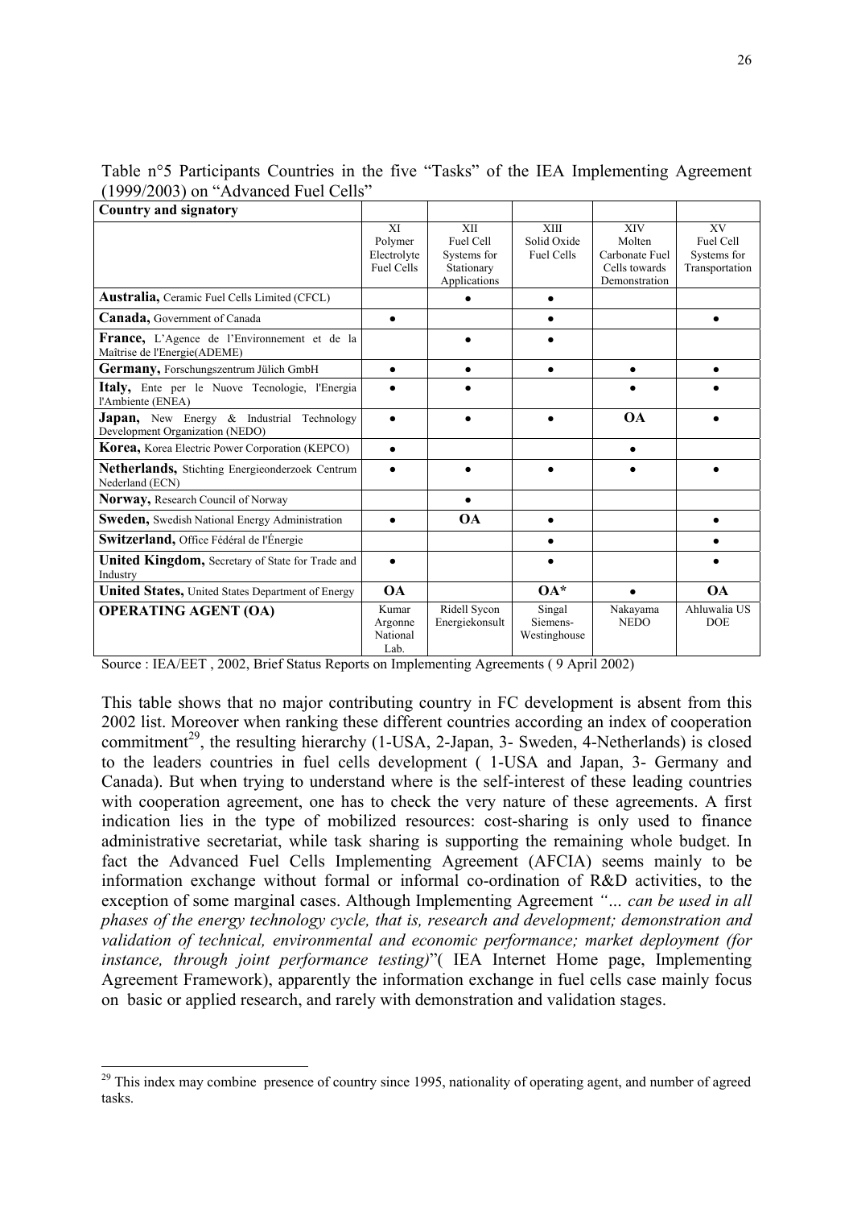Table n°5 Participants Countries in the five "Tasks" of the IEA Implementing Agreement (1999/2003) on "Advanced Fuel Cells"

| Country and signatory | | | | | |
|---|---|---|---|---|---|
| | XI Polymer Electrolyte Fuel Cells | XII Fuel Cell Systems for Stationary Applications | XIII Solid Oxide Fuel Cells | XIV Molten Carbonate Fuel Cells towards Demonstration | XV Fuel Cell Systems for Transportation |
| **Australia,** Ceramic Fuel Cells Limited (CFCL) | | • | • | | |
| **Canada,** Government of Canada | • | | • | | • |
| **France,** L'Agence de l'Environnement et de la Maîtrise de l'Energie(ADEME) | | • | • | | |
| **Germany,** Forschungszentrum Jülich GmbH | • | • | • | • | • |
| **Italy,** Ente per le Nuove Tecnologie, l'Energia l'Ambiente (ENEA) | • | • | | • | • |
| **Japan,** New Energy & Industrial Technology Development Organization (NEDO) | • | • | • | **OA** | • |
| **Korea,** Korea Electric Power Corporation (KEPCO) | • | | | • | |
| **Netherlands,** Stichting Energieonderzoek Centrum Nederland (ECN) | • | • | • | • | • |
| **Norway,** Research Council of Norway | | • | | | |
| **Sweden,** Swedish National Energy Administration | • | **OA** | • | | • |
| **Switzerland,** Office Fédéral de l'Énergie | | | • | | • |
| **United Kingdom,** Secretary of State for Trade and Industry | • | | • | | • |
| **United States,** United States Department of Energy | **OA** | | **OA*** | • | **OA** |
| **OPERATING AGENT (OA)** | Kumar Argonne National Lab. | Ridell Sycon Energiekonsult | Singal Siemens-Westinghouse | Nakayama NEDO | Ahluwalia US DOE |

Source : IEA/EET , 2002, Brief Status Reports on Implementing Agreements ( 9 April 2002)

This table shows that no major contributing country in FC development is absent from this 2002 list. Moreover when ranking these different countries according an index of cooperation commitment[29], the resulting hierarchy (1-USA, 2-Japan, 3- Sweden, 4-Netherlands) is closed to the leaders countries in fuel cells development ( 1-USA and Japan, 3- Germany and Canada). But when trying to understand where is the self-interest of these leading countries with cooperation agreement, one has to check the very nature of these agreements. A first indication lies in the type of mobilized resources: cost-sharing is only used to finance administrative secretariat, while task sharing is supporting the remaining whole budget. In fact the Advanced Fuel Cells Implementing Agreement (AFCIA) seems mainly to be information exchange without formal or informal co-ordination of R&D activities, to the exception of some marginal cases. Although Implementing Agreement *"… can be used in all phases of the energy technology cycle, that is, research and development; demonstration and validation of technical, environmental and economic performance; market deployment (for instance, through joint performance testing)*"( IEA Internet Home page, Implementing Agreement Framework), apparently the information exchange in fuel cells case mainly focus on basic or applied research, and rarely with demonstration and validation stages.

[29] This index may combine presence of country since 1995, nationality of operating agent, and number of agreed tasks.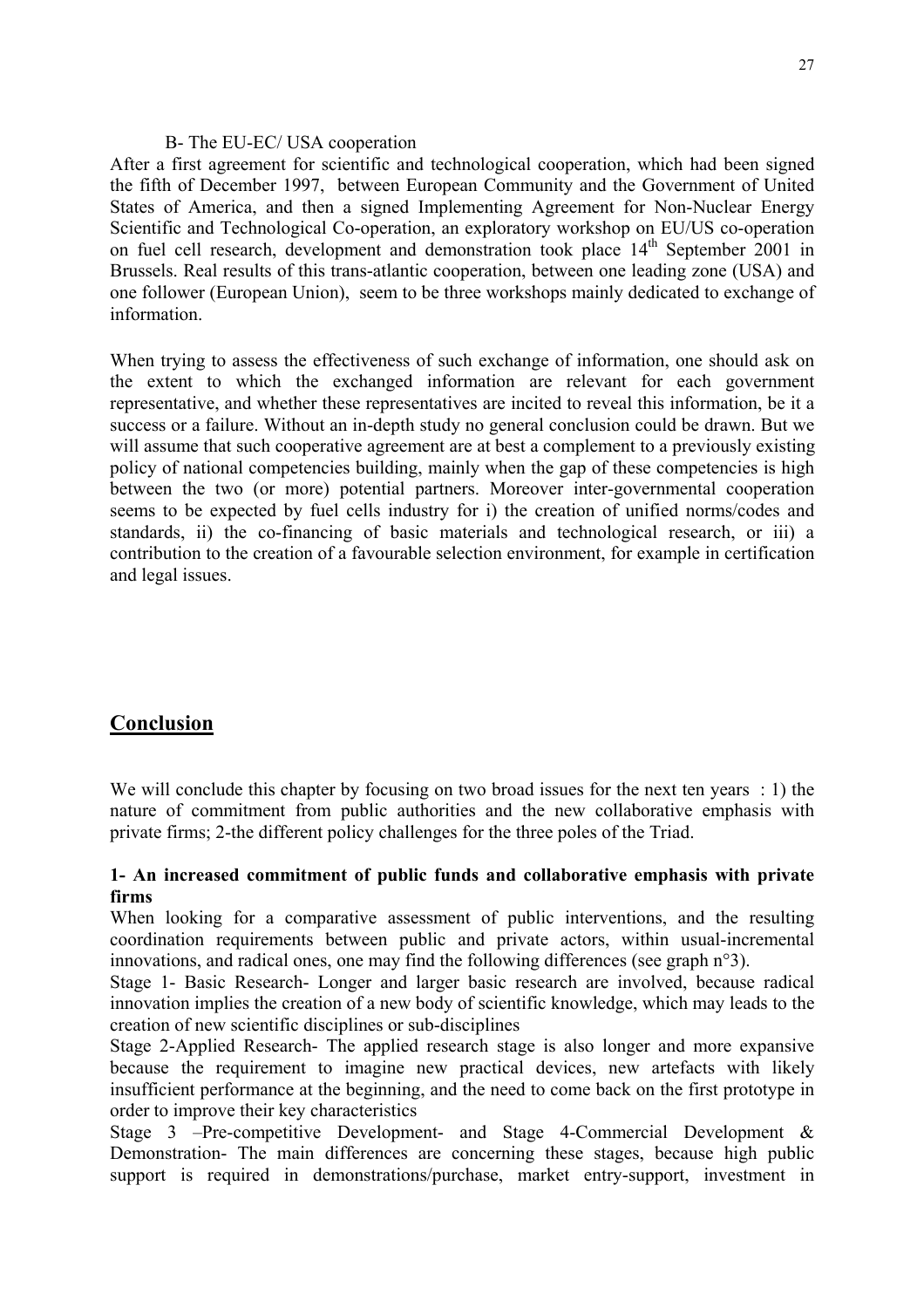### B- The EU-EC/ USA cooperation

After a first agreement for scientific and technological cooperation, which had been signed the fifth of December 1997, between European Community and the Government of United States of America, and then a signed Implementing Agreement for Non-Nuclear Energy Scientific and Technological Co-operation, an exploratory workshop on EU/US co-operation on fuel cell research, development and demonstration took place 14th September 2001 in Brussels. Real results of this trans-atlantic cooperation, between one leading zone (USA) and one follower (European Union), seem to be three workshops mainly dedicated to exchange of information.

When trying to assess the effectiveness of such exchange of information, one should ask on the extent to which the exchanged information are relevant for each government representative, and whether these representatives are incited to reveal this information, be it a success or a failure. Without an in-depth study no general conclusion could be drawn. But we will assume that such cooperative agreement are at best a complement to a previously existing policy of national competencies building, mainly when the gap of these competencies is high between the two (or more) potential partners. Moreover inter-governmental cooperation seems to be expected by fuel cells industry for i) the creation of unified norms/codes and standards, ii) the co-financing of basic materials and technological research, or iii) a contribution to the creation of a favourable selection environment, for example in certification and legal issues.

## Conclusion

We will conclude this chapter by focusing on two broad issues for the next ten years : 1) the nature of commitment from public authorities and the new collaborative emphasis with private firms; 2-the different policy challenges for the three poles of the Triad.

### 1- An increased commitment of public funds and collaborative emphasis with private firms

When looking for a comparative assessment of public interventions, and the resulting coordination requirements between public and private actors, within usual-incremental innovations, and radical ones, one may find the following differences (see graph n°3).

Stage 1- Basic Research- Longer and larger basic research are involved, because radical innovation implies the creation of a new body of scientific knowledge, which may leads to the creation of new scientific disciplines or sub-disciplines

Stage 2-Applied Research- The applied research stage is also longer and more expansive because the requirement to imagine new practical devices, new artefacts with likely insufficient performance at the beginning, and the need to come back on the first prototype in order to improve their key characteristics

Stage 3 –Pre-competitive Development- and Stage 4-Commercial Development & Demonstration- The main differences are concerning these stages, because high public support is required in demonstrations/purchase, market entry-support, investment in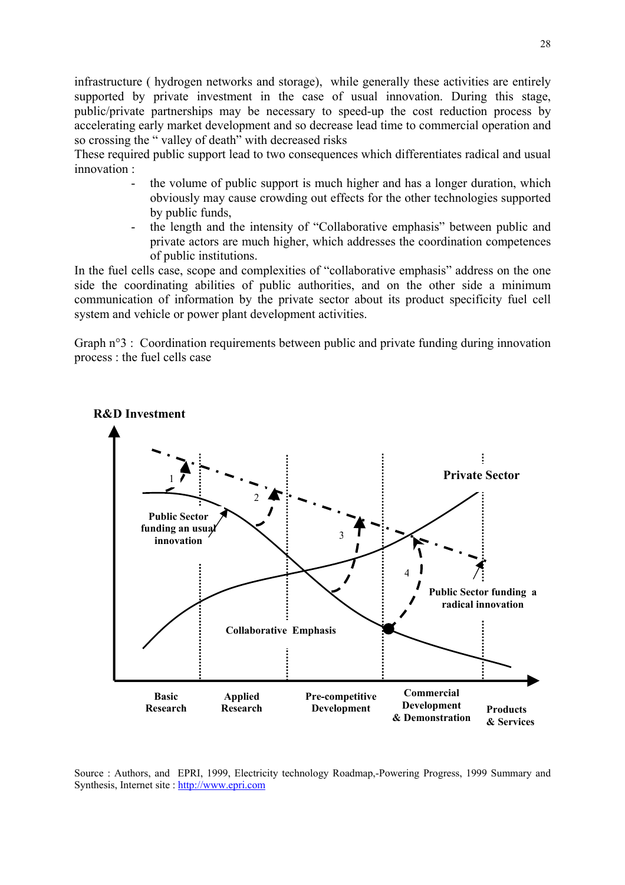infrastructure ( hydrogen networks and storage), while generally these activities are entirely supported by private investment in the case of usual innovation. During this stage, public/private partnerships may be necessary to speed-up the cost reduction process by accelerating early market development and so decrease lead time to commercial operation and so crossing the " valley of death" with decreased risks

These required public support lead to two consequences which differentiates radical and usual innovation :

- the volume of public support is much higher and has a longer duration, which obviously may cause crowding out effects for the other technologies supported by public funds,
- the length and the intensity of "Collaborative emphasis" between public and private actors are much higher, which addresses the coordination competences of public institutions.

In the fuel cells case, scope and complexities of "collaborative emphasis" address on the one side the coordinating abilities of public authorities, and on the other side a minimum communication of information by the private sector about its product specificity fuel cell system and vehicle or power plant development activities.

Graph n°3 : Coordination requirements between public and private funding during innovation process : the fuel cells case

R&D Investment

Private Sector

1

2

3

4

Public Sector funding an usual innovation

Public Sector funding a radical innovation

Collaborative Emphasis

Basic Research

Applied Research

Pre-competitive Development

Commercial Development & Demonstration

Products & Services

Source : Authors, and EPRI, 1999, Electricity technology Roadmap,-Powering Progress, 1999 Summary and Synthesis, Internet site : http://www.epri.com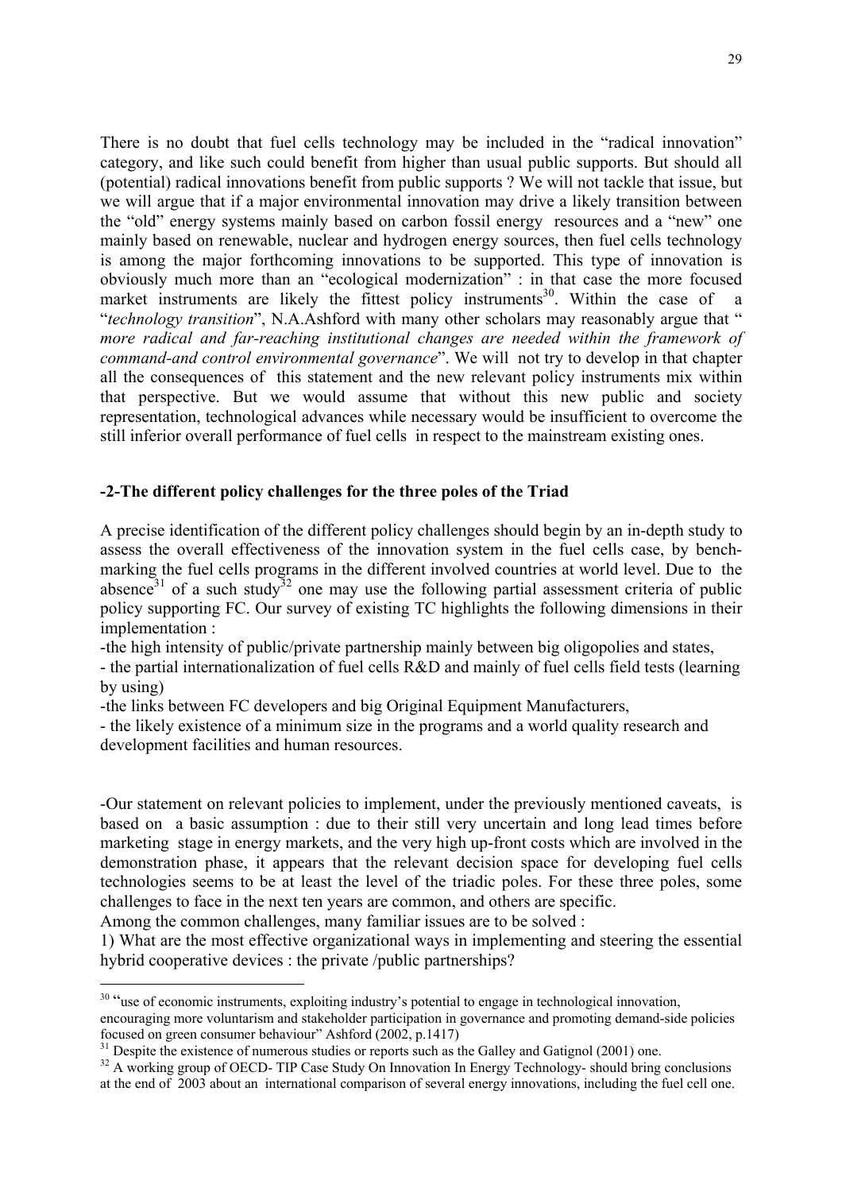There is no doubt that fuel cells technology may be included in the "radical innovation" category, and like such could benefit from higher than usual public supports. But should all (potential) radical innovations benefit from public supports ? We will not tackle that issue, but we will argue that if a major environmental innovation may drive a likely transition between the "old" energy systems mainly based on carbon fossil energy resources and a "new" one mainly based on renewable, nuclear and hydrogen energy sources, then fuel cells technology is among the major forthcoming innovations to be supported. This type of innovation is obviously much more than an "ecological modernization" : in that case the more focused market instruments are likely the fittest policy instruments[30]. Within the case of a "*technology transition*", N.A.Ashford with many other scholars may reasonably argue that " *more radical and far-reaching institutional changes are needed within the framework of command-and control environmental governance*". We will not try to develop in that chapter all the consequences of this statement and the new relevant policy instruments mix within that perspective. But we would assume that without this new public and society representation, technological advances while necessary would be insufficient to overcome the still inferior overall performance of fuel cells in respect to the mainstream existing ones.

### -2-The different policy challenges for the three poles of the Triad

A precise identification of the different policy challenges should begin by an in-depth study to assess the overall effectiveness of the innovation system in the fuel cells case, by bench-marking the fuel cells programs in the different involved countries at world level. Due to the absence[31] of a such study[32] one may use the following partial assessment criteria of public policy supporting FC. Our survey of existing TC highlights the following dimensions in their implementation :

-the high intensity of public/private partnership mainly between big oligopolies and states,

- the partial internationalization of fuel cells R&D and mainly of fuel cells field tests (learning by using)

-the links between FC developers and big Original Equipment Manufacturers,

- the likely existence of a minimum size in the programs and a world quality research and development facilities and human resources.

-Our statement on relevant policies to implement, under the previously mentioned caveats, is based on a basic assumption : due to their still very uncertain and long lead times before marketing stage in energy markets, and the very high up-front costs which are involved in the demonstration phase, it appears that the relevant decision space for developing fuel cells technologies seems to be at least the level of the triadic poles. For these three poles, some challenges to face in the next ten years are common, and others are specific.

Among the common challenges, many familiar issues are to be solved :

1) What are the most effective organizational ways in implementing and steering the essential hybrid cooperative devices : the private /public partnerships?

---

[30] "use of economic instruments, exploiting industry's potential to engage in technological innovation, encouraging more voluntarism and stakeholder participation in governance and promoting demand-side policies focused on green consumer behaviour" Ashford (2002, p.1417)

[31] Despite the existence of numerous studies or reports such as the Galley and Gatignol (2001) one.

[32] A working group of OECD- TIP Case Study On Innovation In Energy Technology- should bring conclusions at the end of 2003 about an international comparison of several energy innovations, including the fuel cell one.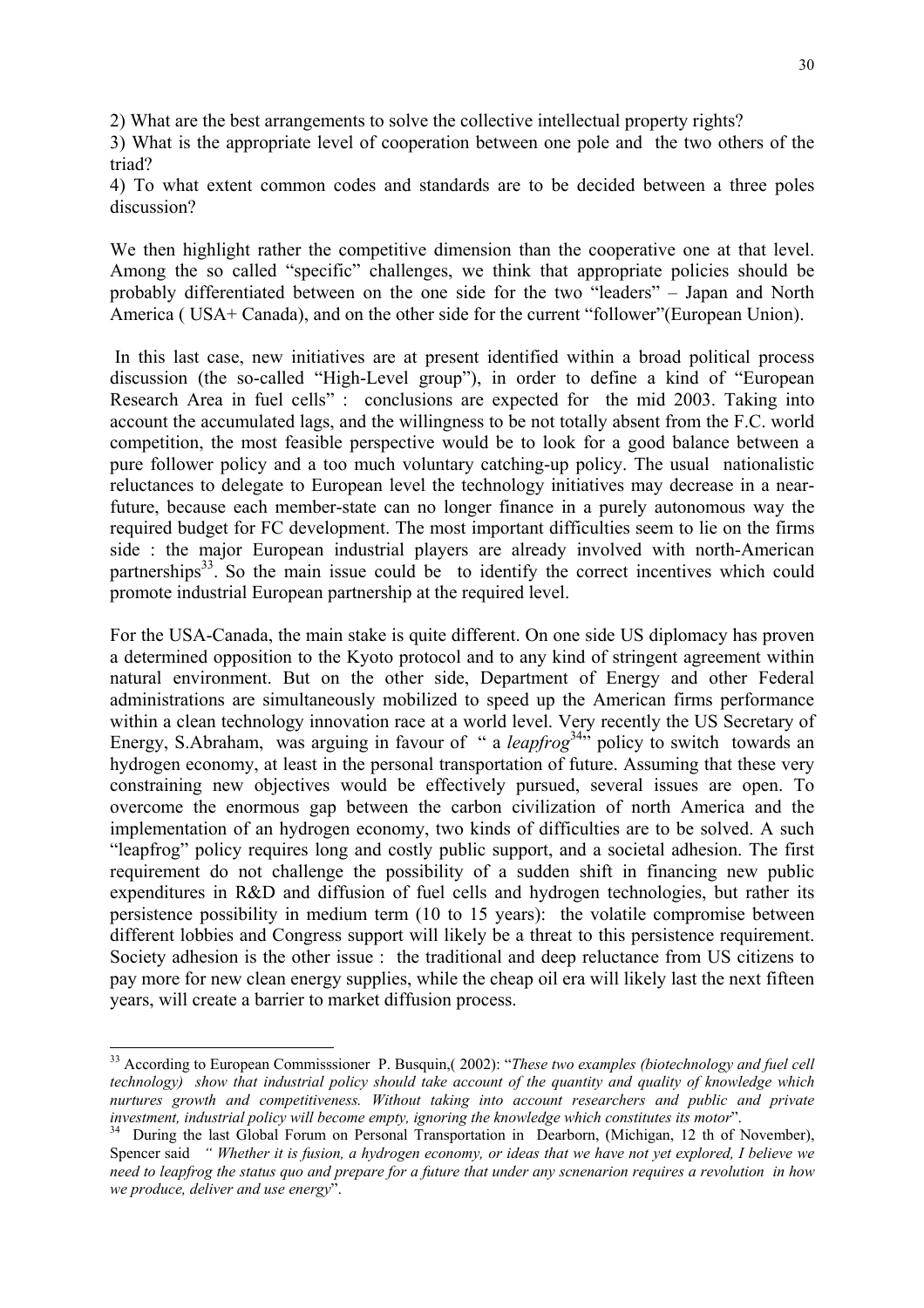2) What are the best arrangements to solve the collective intellectual property rights?
3) What is the appropriate level of cooperation between one pole and the two others of the triad?
4) To what extent common codes and standards are to be decided between a three poles discussion?

We then highlight rather the competitive dimension than the cooperative one at that level. Among the so called "specific" challenges, we think that appropriate policies should be probably differentiated between on the one side for the two "leaders" – Japan and North America ( USA+ Canada), and on the other side for the current "follower"(European Union).

In this last case, new initiatives are at present identified within a broad political process discussion (the so-called "High-Level group"), in order to define a kind of "European Research Area in fuel cells" : conclusions are expected for the mid 2003. Taking into account the accumulated lags, and the willingness to be not totally absent from the F.C. world competition, the most feasible perspective would be to look for a good balance between a pure follower policy and a too much voluntary catching-up policy. The usual nationalistic reluctances to delegate to European level the technology initiatives may decrease in a near-future, because each member-state can no longer finance in a purely autonomous way the required budget for FC development. The most important difficulties seem to lie on the firms side : the major European industrial players are already involved with north-American partnerships[33]. So the main issue could be to identify the correct incentives which could promote industrial European partnership at the required level.

For the USA-Canada, the main stake is quite different. On one side US diplomacy has proven a determined opposition to the Kyoto protocol and to any kind of stringent agreement within natural environment. But on the other side, Department of Energy and other Federal administrations are simultaneously mobilized to speed up the American firms performance within a clean technology innovation race at a world level. Very recently the US Secretary of Energy, S.Abraham, was arguing in favour of " a *leapfrog*[34]" policy to switch towards an hydrogen economy, at least in the personal transportation of future. Assuming that these very constraining new objectives would be effectively pursued, several issues are open. To overcome the enormous gap between the carbon civilization of north America and the implementation of an hydrogen economy, two kinds of difficulties are to be solved. A such "leapfrog" policy requires long and costly public support, and a societal adhesion. The first requirement do not challenge the possibility of a sudden shift in financing new public expenditures in R&D and diffusion of fuel cells and hydrogen technologies, but rather its persistence possibility in medium term (10 to 15 years): the volatile compromise between different lobbies and Congress support will likely be a threat to this persistence requirement. Society adhesion is the other issue : the traditional and deep reluctance from US citizens to pay more for new clean energy supplies, while the cheap oil era will likely last the next fifteen years, will create a barrier to market diffusion process.

---

[33] According to European Commisssioner P. Busquin,( 2002): "*These two examples (biotechnology and fuel cell technology) show that industrial policy should take account of the quantity and quality of knowledge which nurtures growth and competitiveness. Without taking into account researchers and public and private investment, industrial policy will become empty, ignoring the knowledge which constitutes its motor*".

[34] During the last Global Forum on Personal Transportation in Dearborn, (Michigan, 12 th of November), Spencer said *" Whether it is fusion, a hydrogen economy, or ideas that we have not yet explored, I believe we need to leapfrog the status quo and prepare for a future that under any scnenarion requires a revolution in how we produce, deliver and use energy*".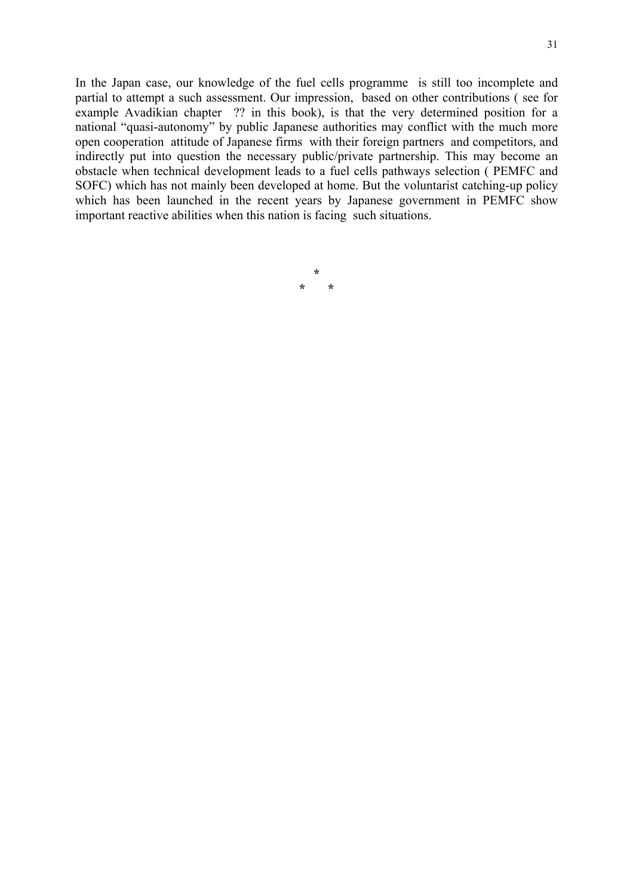In the Japan case, our knowledge of the fuel cells programme is still too incomplete and partial to attempt a such assessment. Our impression, based on other contributions ( see for example Avadikian chapter ?? in this book), is that the very determined position for a national "quasi-autonomy" by public Japanese authorities may conflict with the much more open cooperation attitude of Japanese firms with their foreign partners and competitors, and indirectly put into question the necessary public/private partnership. This may become an obstacle when technical development leads to a fuel cells pathways selection ( PEMFC and SOFC) which has not mainly been developed at home. But the voluntarist catching-up policy which has been launched in the recent years by Japanese government in PEMFC show important reactive abilities when this nation is facing such situations.

*

\*   \*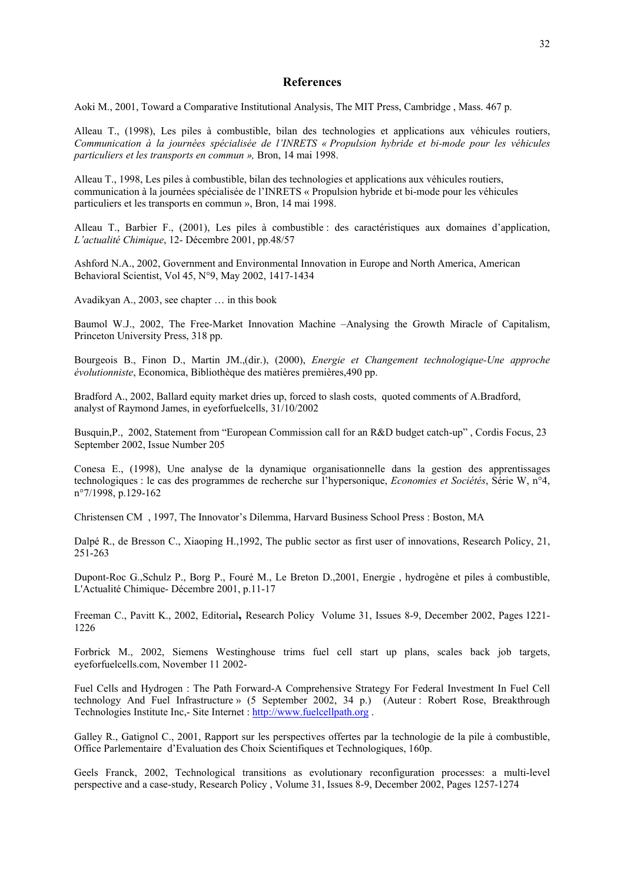# References

Aoki M., 2001, Toward a Comparative Institutional Analysis, The MIT Press, Cambridge , Mass. 467 p.

Alleau T., (1998), Les piles à combustible, bilan des technologies et applications aux véhicules routiers, *Communication à la journées spécialisée de l'INRETS « Propulsion hybride et bi-mode pour les véhicules particuliers et les transports en commun »,* Bron, 14 mai 1998.

Alleau T., 1998, Les piles à combustible, bilan des technologies et applications aux véhicules routiers, communication à la journées spécialisée de l'INRETS « Propulsion hybride et bi-mode pour les véhicules particuliers et les transports en commun », Bron, 14 mai 1998.

Alleau T., Barbier F., (2001), Les piles à combustible : des caractéristiques aux domaines d'application, *L'actualité Chimique*, 12- Décembre 2001, pp.48/57

Ashford N.A., 2002, Government and Environmental Innovation in Europe and North America, American Behavioral Scientist, Vol 45, N°9, May 2002, 1417-1434

Avadikyan A., 2003, see chapter … in this book

Baumol W.J., 2002, The Free-Market Innovation Machine –Analysing the Growth Miracle of Capitalism, Princeton University Press, 318 pp.

Bourgeois B., Finon D., Martin JM.,(dir.), (2000), *Energie et Changement technologique-Une approche évolutionniste*, Economica, Bibliothèque des matières premières,490 pp.

Bradford A., 2002, Ballard equity market dries up, forced to slash costs, quoted comments of A.Bradford, analyst of Raymond James, in eyeforfuelcells, 31/10/2002

Busquin,P., 2002, Statement from "European Commission call for an R&D budget catch-up" , Cordis Focus, 23 September 2002, Issue Number 205

Conesa E., (1998), Une analyse de la dynamique organisationnelle dans la gestion des apprentissages technologiques : le cas des programmes de recherche sur l'hypersonique, *Economies et Sociétés*, Série W, n°4, n°7/1998, p.129-162

Christensen CM , 1997, The Innovator's Dilemma, Harvard Business School Press : Boston, MA

Dalpé R., de Bresson C., Xiaoping H.,1992, The public sector as first user of innovations, Research Policy, 21, 251-263

Dupont-Roc G.,Schulz P., Borg P., Fouré M., Le Breton D.,2001, Energie , hydrogène et piles à combustible, L'Actualité Chimique- Décembre 2001, p.11-17

Freeman C., Pavitt K., 2002, Editorial**,** Research Policy Volume 31, Issues 8-9, December 2002, Pages 1221-1226

Forbrick M., 2002, Siemens Westinghouse trims fuel cell start up plans, scales back job targets, eyeforfuelcells.com, November 11 2002-

Fuel Cells and Hydrogen : The Path Forward-A Comprehensive Strategy For Federal Investment In Fuel Cell technology And Fuel Infrastructure » (5 September 2002, 34 p.) (Auteur : Robert Rose, Breakthrough Technologies Institute Inc,- Site Internet : http://www.fuelcellpath.org .

Galley R., Gatignol C., 2001, Rapport sur les perspectives offertes par la technologie de la pile à combustible, Office Parlementaire d'Evaluation des Choix Scientifiques et Technologiques, 160p.

Geels Franck, 2002, Technological transitions as evolutionary reconfiguration processes: a multi-level perspective and a case-study, Research Policy , Volume 31, Issues 8-9, December 2002, Pages 1257-1274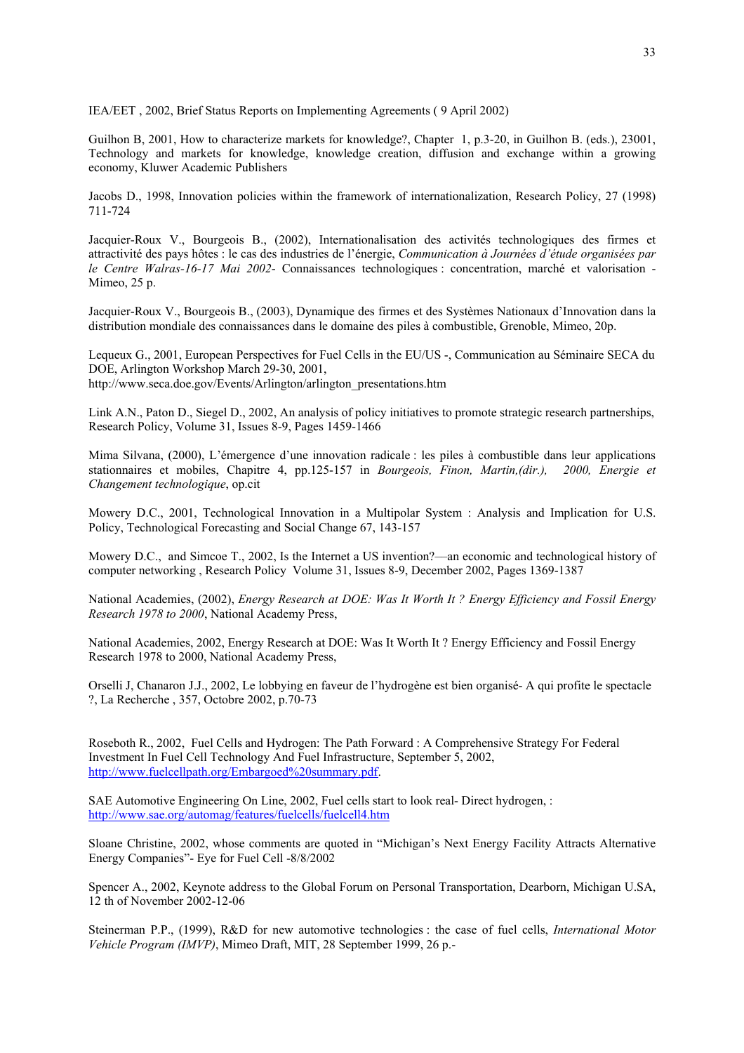IEA/EET , 2002, Brief Status Reports on Implementing Agreements ( 9 April 2002)

Guilhon B, 2001, How to characterize markets for knowledge?, Chapter 1, p.3-20, in Guilhon B. (eds.), 23001, Technology and markets for knowledge, knowledge creation, diffusion and exchange within a growing economy, Kluwer Academic Publishers

Jacobs D., 1998, Innovation policies within the framework of internationalization, Research Policy, 27 (1998) 711-724

Jacquier-Roux V., Bourgeois B., (2002), Internationalisation des activités technologiques des firmes et attractivité des pays hôtes : le cas des industries de l'énergie, *Communication à Journées d'étude organisées par le Centre Walras-16-17 Mai 2002-* Connaissances technologiques : concentration, marché et valorisation - Mimeo, 25 p.

Jacquier-Roux V., Bourgeois B., (2003), Dynamique des firmes et des Systèmes Nationaux d'Innovation dans la distribution mondiale des connaissances dans le domaine des piles à combustible, Grenoble, Mimeo, 20p.

Lequeux G., 2001, European Perspectives for Fuel Cells in the EU/US -, Communication au Séminaire SECA du DOE, Arlington Workshop March 29-30, 2001,
http://www.seca.doe.gov/Events/Arlington/arlington_presentations.htm

Link A.N., Paton D., Siegel D., 2002, An analysis of policy initiatives to promote strategic research partnerships, Research Policy, Volume 31, Issues 8-9, Pages 1459-1466

Mima Silvana, (2000), L'émergence d'une innovation radicale : les piles à combustible dans leur applications stationnaires et mobiles, Chapitre 4, pp.125-157 in *Bourgeois, Finon, Martin,(dir.), 2000, Energie et Changement technologique*, op.cit

Mowery D.C., 2001, Technological Innovation in a Multipolar System : Analysis and Implication for U.S. Policy, Technological Forecasting and Social Change 67, 143-157

Mowery D.C., and Simcoe T., 2002, Is the Internet a US invention?—an economic and technological history of computer networking , Research Policy Volume 31, Issues 8-9, December 2002, Pages 1369-1387

National Academies, (2002), *Energy Research at DOE: Was It Worth It ? Energy Efficiency and Fossil Energy Research 1978 to 2000*, National Academy Press,

National Academies, 2002, Energy Research at DOE: Was It Worth It ? Energy Efficiency and Fossil Energy Research 1978 to 2000, National Academy Press,

Orselli J, Chanaron J.J., 2002, Le lobbying en faveur de l'hydrogène est bien organisé- A qui profite le spectacle ?, La Recherche , 357, Octobre 2002, p.70-73

Roseboth R., 2002, Fuel Cells and Hydrogen: The Path Forward : A Comprehensive Strategy For Federal Investment In Fuel Cell Technology And Fuel Infrastructure, September 5, 2002, http://www.fuelcellpath.org/Embargoed%20summary.pdf.

SAE Automotive Engineering On Line, 2002, Fuel cells start to look real- Direct hydrogen, : http://www.sae.org/automag/features/fuelcells/fuelcell4.htm

Sloane Christine, 2002, whose comments are quoted in "Michigan's Next Energy Facility Attracts Alternative Energy Companies"- Eye for Fuel Cell -8/8/2002

Spencer A., 2002, Keynote address to the Global Forum on Personal Transportation, Dearborn, Michigan U.SA, 12 th of November 2002-12-06

Steinerman P.P., (1999), R&D for new automotive technologies : the case of fuel cells, *International Motor Vehicle Program (IMVP)*, Mimeo Draft, MIT, 28 September 1999, 26 p.-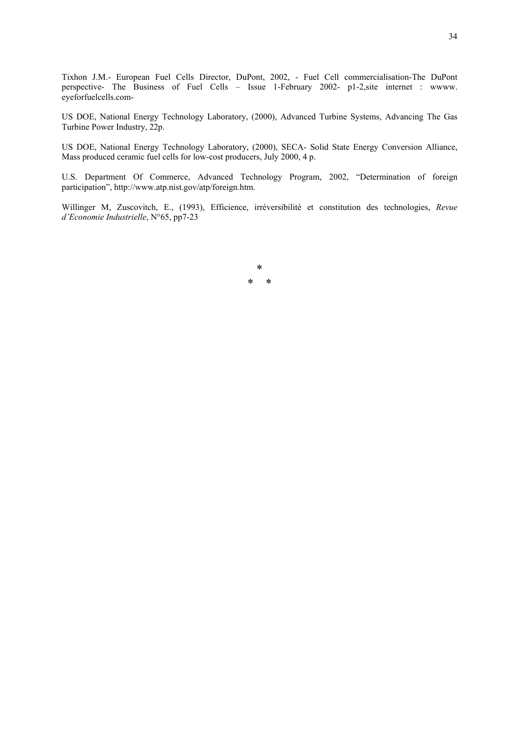Tixhon J.M.- European Fuel Cells Director, DuPont, 2002, - Fuel Cell commercialisation-The DuPont perspective- The Business of Fuel Cells – Issue 1-February 2002- p1-2,site internet : wwww. eyeforfuelcells.com-

US DOE, National Energy Technology Laboratory, (2000), Advanced Turbine Systems, Advancing The Gas Turbine Power Industry, 22p.

US DOE, National Energy Technology Laboratory, (2000), SECA- Solid State Energy Conversion Alliance, Mass produced ceramic fuel cells for low-cost producers, July 2000, 4 p.

U.S. Department Of Commerce, Advanced Technology Program, 2002, "Determination of foreign participation", http://www.atp.nist.gov/atp/foreign.htm.

Willinger M, Zuscovitch, E., (1993), Efficience, irréversibilité et constitution des technologies, *Revue d'Economie Industrielle*, N°65, pp7-23

*

\* *